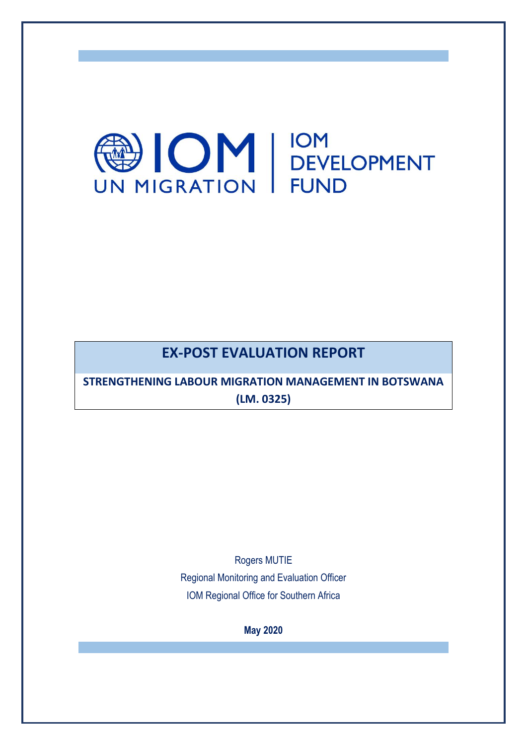IOM UN MIGRATION | IOM DEVELOPMENT FUND

# EX-POST EVALUATION REPORT

**STRENGTHENING LABOUR MIGRATION MANAGEMENT IN BOTSWANA (LM. 0325)**

Rogers MUTIE

Regional Monitoring and Evaluation Officer

IOM Regional Office for Southern Africa

**May 2020**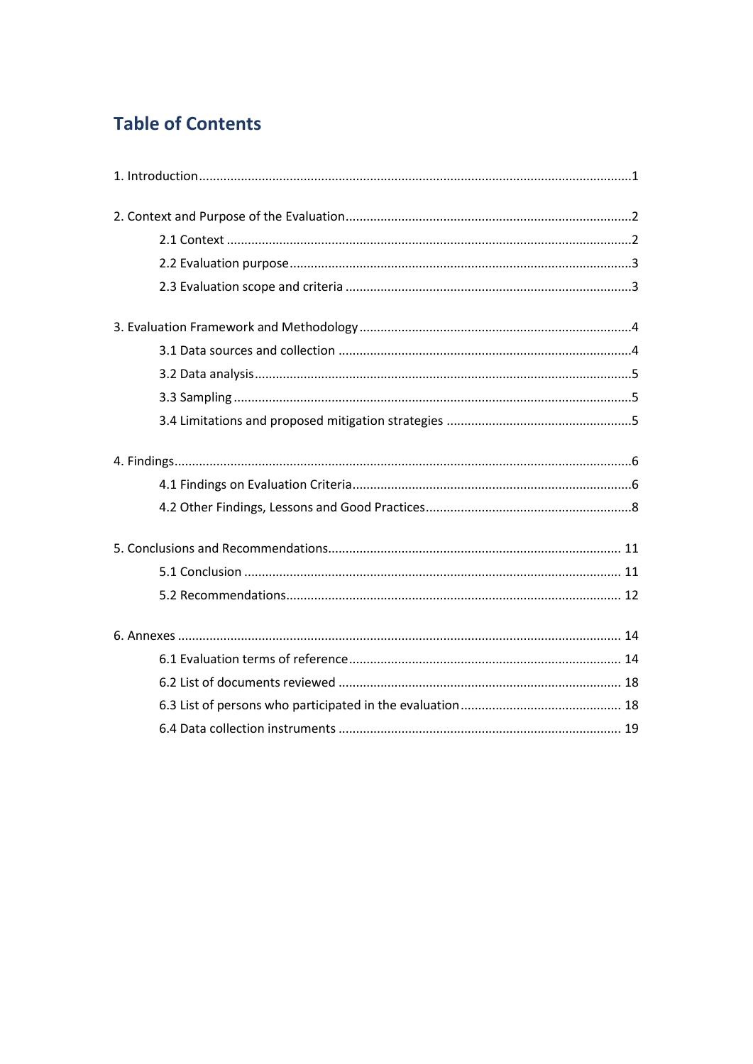# Table of Contents

1. Introduction ........................................................ 1

2. Context and Purpose of the Evaluation ........................................................ 2
    - 2.1 Context ........................................................ 2
    - 2.2 Evaluation purpose ........................................................ 3
    - 2.3 Evaluation scope and criteria ........................................................ 3

3. Evaluation Framework and Methodology ........................................................ 4
    - 3.1 Data sources and collection ........................................................ 4
    - 3.2 Data analysis ........................................................ 5
    - 3.3 Sampling ........................................................ 5
    - 3.4 Limitations and proposed mitigation strategies ........................................................ 5

4. Findings ........................................................ 6
    - 4.1 Findings on Evaluation Criteria ........................................................ 6
    - 4.2 Other Findings, Lessons and Good Practices ........................................................ 8

5. Conclusions and Recommendations ........................................................ 11
    - 5.1 Conclusion ........................................................ 11
    - 5.2 Recommendations ........................................................ 12

6. Annexes ........................................................ 14
    - 6.1 Evaluation terms of reference ........................................................ 14
    - 6.2 List of documents reviewed ........................................................ 18
    - 6.3 List of persons who participated in the evaluation ........................................................ 18
    - 6.4 Data collection instruments ........................................................ 19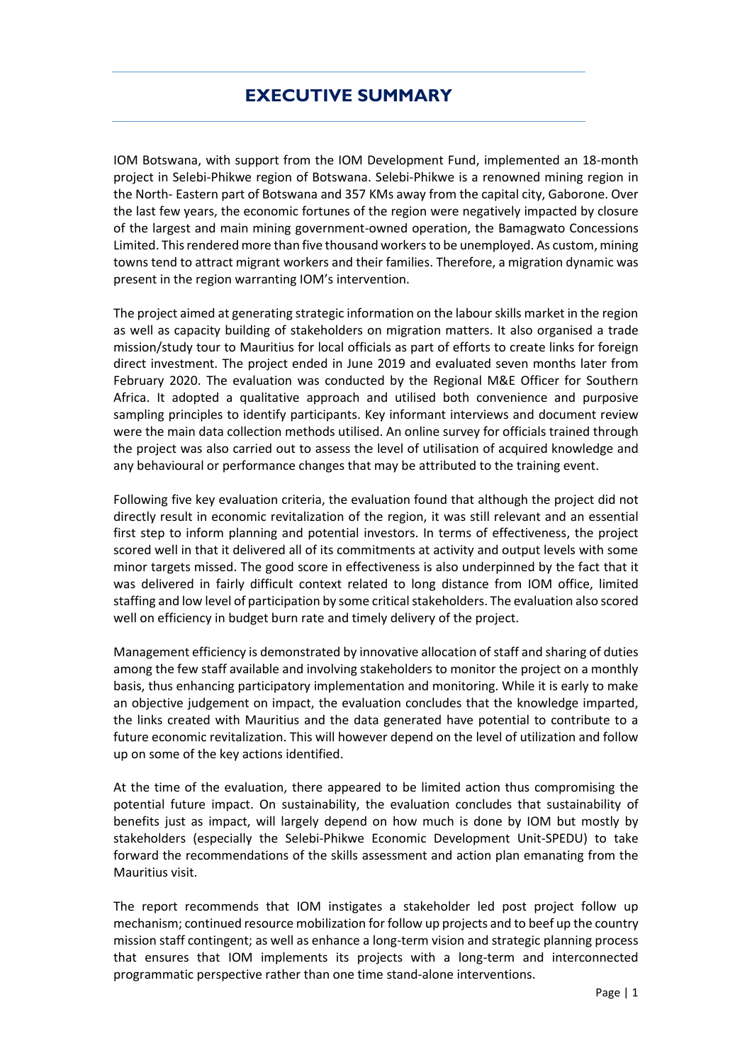# EXECUTIVE SUMMARY

IOM Botswana, with support from the IOM Development Fund, implemented an 18-month project in Selebi-Phikwe region of Botswana. Selebi-Phikwe is a renowned mining region in the North- Eastern part of Botswana and 357 KMs away from the capital city, Gaborone. Over the last few years, the economic fortunes of the region were negatively impacted by closure of the largest and main mining government-owned operation, the Bamagwato Concessions Limited. This rendered more than five thousand workers to be unemployed. As custom, mining towns tend to attract migrant workers and their families. Therefore, a migration dynamic was present in the region warranting IOM's intervention.

The project aimed at generating strategic information on the labour skills market in the region as well as capacity building of stakeholders on migration matters. It also organised a trade mission/study tour to Mauritius for local officials as part of efforts to create links for foreign direct investment. The project ended in June 2019 and evaluated seven months later from February 2020. The evaluation was conducted by the Regional M&E Officer for Southern Africa. It adopted a qualitative approach and utilised both convenience and purposive sampling principles to identify participants. Key informant interviews and document review were the main data collection methods utilised. An online survey for officials trained through the project was also carried out to assess the level of utilisation of acquired knowledge and any behavioural or performance changes that may be attributed to the training event.

Following five key evaluation criteria, the evaluation found that although the project did not directly result in economic revitalization of the region, it was still relevant and an essential first step to inform planning and potential investors. In terms of effectiveness, the project scored well in that it delivered all of its commitments at activity and output levels with some minor targets missed. The good score in effectiveness is also underpinned by the fact that it was delivered in fairly difficult context related to long distance from IOM office, limited staffing and low level of participation by some critical stakeholders. The evaluation also scored well on efficiency in budget burn rate and timely delivery of the project.

Management efficiency is demonstrated by innovative allocation of staff and sharing of duties among the few staff available and involving stakeholders to monitor the project on a monthly basis, thus enhancing participatory implementation and monitoring. While it is early to make an objective judgement on impact, the evaluation concludes that the knowledge imparted, the links created with Mauritius and the data generated have potential to contribute to a future economic revitalization. This will however depend on the level of utilization and follow up on some of the key actions identified.

At the time of the evaluation, there appeared to be limited action thus compromising the potential future impact. On sustainability, the evaluation concludes that sustainability of benefits just as impact, will largely depend on how much is done by IOM but mostly by stakeholders (especially the Selebi-Phikwe Economic Development Unit-SPEDU) to take forward the recommendations of the skills assessment and action plan emanating from the Mauritius visit.

The report recommends that IOM instigates a stakeholder led post project follow up mechanism; continued resource mobilization for follow up projects and to beef up the country mission staff contingent; as well as enhance a long-term vision and strategic planning process that ensures that IOM implements its projects with a long-term and interconnected programmatic perspective rather than one time stand-alone interventions.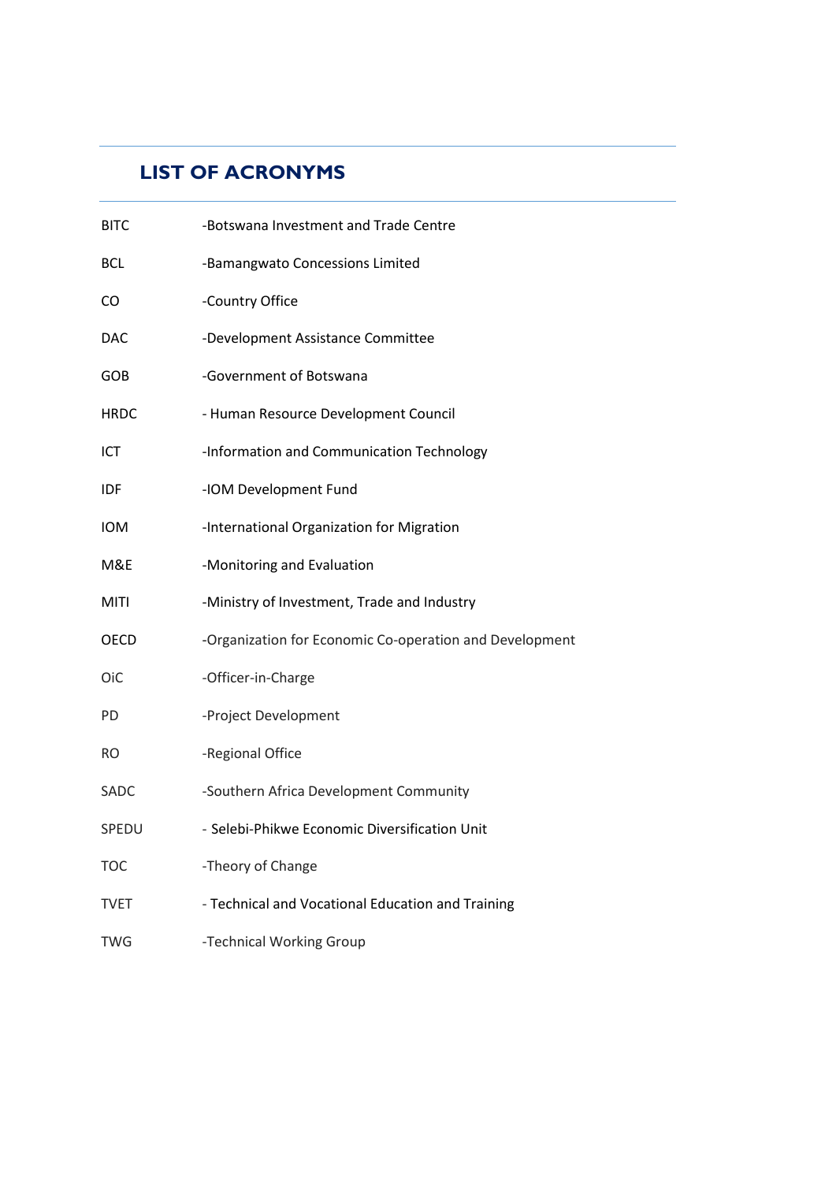## LIST OF ACRONYMS

| | |
|---|---|
| BITC | -Botswana Investment and Trade Centre |
| BCL | -Bamangwato Concessions Limited |
| CO | -Country Office |
| DAC | -Development Assistance Committee |
| GOB | -Government of Botswana |
| HRDC | - Human Resource Development Council |
| ICT | -Information and Communication Technology |
| IDF | -IOM Development Fund |
| IOM | -International Organization for Migration |
| M&E | -Monitoring and Evaluation |
| MITI | -Ministry of Investment, Trade and Industry |
| OECD | -Organization for Economic Co-operation and Development |
| OiC | -Officer-in-Charge |
| PD | -Project Development |
| RO | -Regional Office |
| SADC | -Southern Africa Development Community |
| SPEDU | - Selebi-Phikwe Economic Diversification Unit |
| TOC | -Theory of Change |
| TVET | - Technical and Vocational Education and Training |
| TWG | -Technical Working Group |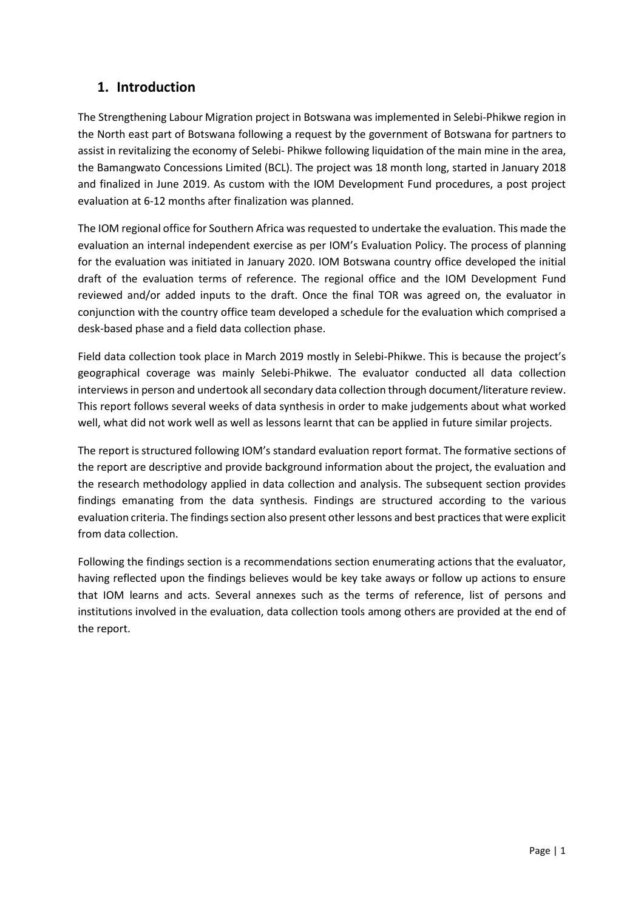## 1. Introduction

The Strengthening Labour Migration project in Botswana was implemented in Selebi-Phikwe region in the North east part of Botswana following a request by the government of Botswana for partners to assist in revitalizing the economy of Selebi- Phikwe following liquidation of the main mine in the area, the Bamangwato Concessions Limited (BCL). The project was 18 month long, started in January 2018 and finalized in June 2019. As custom with the IOM Development Fund procedures, a post project evaluation at 6-12 months after finalization was planned.

The IOM regional office for Southern Africa was requested to undertake the evaluation. This made the evaluation an internal independent exercise as per IOM's Evaluation Policy. The process of planning for the evaluation was initiated in January 2020. IOM Botswana country office developed the initial draft of the evaluation terms of reference. The regional office and the IOM Development Fund reviewed and/or added inputs to the draft. Once the final TOR was agreed on, the evaluator in conjunction with the country office team developed a schedule for the evaluation which comprised a desk-based phase and a field data collection phase.

Field data collection took place in March 2019 mostly in Selebi-Phikwe. This is because the project's geographical coverage was mainly Selebi-Phikwe. The evaluator conducted all data collection interviews in person and undertook all secondary data collection through document/literature review. This report follows several weeks of data synthesis in order to make judgements about what worked well, what did not work well as well as lessons learnt that can be applied in future similar projects.

The report is structured following IOM's standard evaluation report format. The formative sections of the report are descriptive and provide background information about the project, the evaluation and the research methodology applied in data collection and analysis. The subsequent section provides findings emanating from the data synthesis. Findings are structured according to the various evaluation criteria. The findings section also present other lessons and best practices that were explicit from data collection.

Following the findings section is a recommendations section enumerating actions that the evaluator, having reflected upon the findings believes would be key take aways or follow up actions to ensure that IOM learns and acts. Several annexes such as the terms of reference, list of persons and institutions involved in the evaluation, data collection tools among others are provided at the end of the report.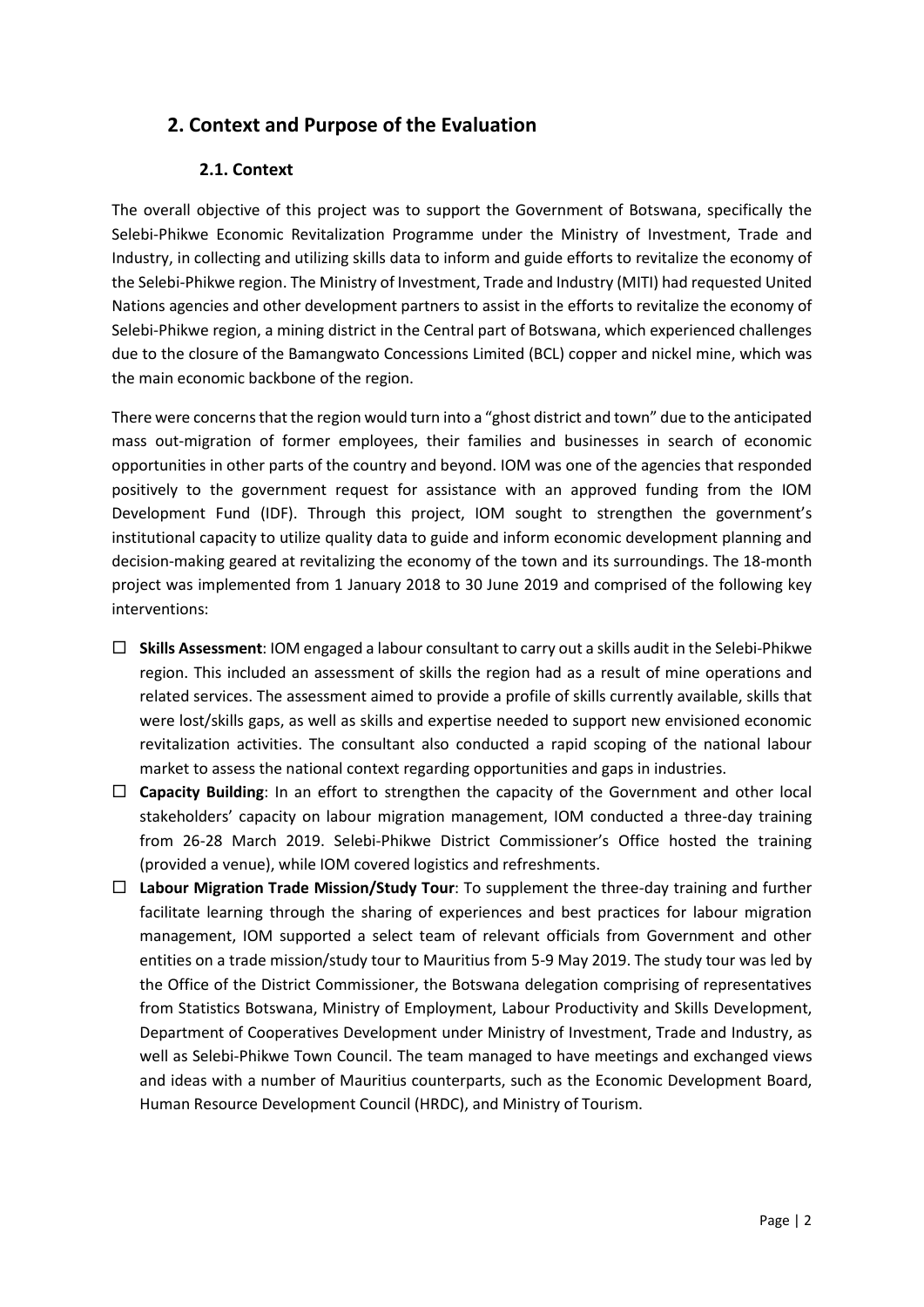## 2. Context and Purpose of the Evaluation

### 2.1. Context

The overall objective of this project was to support the Government of Botswana, specifically the Selebi-Phikwe Economic Revitalization Programme under the Ministry of Investment, Trade and Industry, in collecting and utilizing skills data to inform and guide efforts to revitalize the economy of the Selebi-Phikwe region. The Ministry of Investment, Trade and Industry (MITI) had requested United Nations agencies and other development partners to assist in the efforts to revitalize the economy of Selebi-Phikwe region, a mining district in the Central part of Botswana, which experienced challenges due to the closure of the Bamangwato Concessions Limited (BCL) copper and nickel mine, which was the main economic backbone of the region.

There were concerns that the region would turn into a "ghost district and town" due to the anticipated mass out-migration of former employees, their families and businesses in search of economic opportunities in other parts of the country and beyond. IOM was one of the agencies that responded positively to the government request for assistance with an approved funding from the IOM Development Fund (IDF). Through this project, IOM sought to strengthen the government's institutional capacity to utilize quality data to guide and inform economic development planning and decision-making geared at revitalizing the economy of the town and its surroundings. The 18-month project was implemented from 1 January 2018 to 30 June 2019 and comprised of the following key interventions:

- **Skills Assessment**: IOM engaged a labour consultant to carry out a skills audit in the Selebi-Phikwe region. This included an assessment of skills the region had as a result of mine operations and related services. The assessment aimed to provide a profile of skills currently available, skills that were lost/skills gaps, as well as skills and expertise needed to support new envisioned economic revitalization activities. The consultant also conducted a rapid scoping of the national labour market to assess the national context regarding opportunities and gaps in industries.
- **Capacity Building**: In an effort to strengthen the capacity of the Government and other local stakeholders' capacity on labour migration management, IOM conducted a three-day training from 26-28 March 2019. Selebi-Phikwe District Commissioner's Office hosted the training (provided a venue), while IOM covered logistics and refreshments.
- **Labour Migration Trade Mission/Study Tour**: To supplement the three-day training and further facilitate learning through the sharing of experiences and best practices for labour migration management, IOM supported a select team of relevant officials from Government and other entities on a trade mission/study tour to Mauritius from 5-9 May 2019. The study tour was led by the Office of the District Commissioner, the Botswana delegation comprising of representatives from Statistics Botswana, Ministry of Employment, Labour Productivity and Skills Development, Department of Cooperatives Development under Ministry of Investment, Trade and Industry, as well as Selebi-Phikwe Town Council. The team managed to have meetings and exchanged views and ideas with a number of Mauritius counterparts, such as the Economic Development Board, Human Resource Development Council (HRDC), and Ministry of Tourism.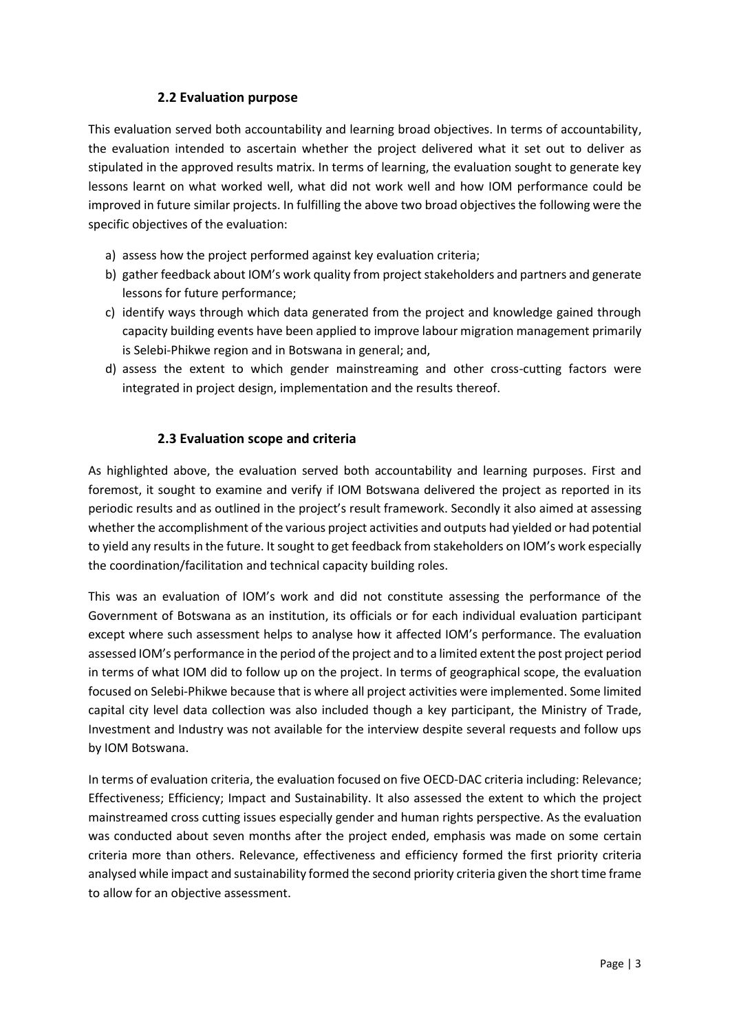### 2.2 Evaluation purpose

This evaluation served both accountability and learning broad objectives. In terms of accountability, the evaluation intended to ascertain whether the project delivered what it set out to deliver as stipulated in the approved results matrix. In terms of learning, the evaluation sought to generate key lessons learnt on what worked well, what did not work well and how IOM performance could be improved in future similar projects. In fulfilling the above two broad objectives the following were the specific objectives of the evaluation:

a) assess how the project performed against key evaluation criteria;
b) gather feedback about IOM's work quality from project stakeholders and partners and generate lessons for future performance;
c) identify ways through which data generated from the project and knowledge gained through capacity building events have been applied to improve labour migration management primarily is Selebi-Phikwe region and in Botswana in general; and,
d) assess the extent to which gender mainstreaming and other cross-cutting factors were integrated in project design, implementation and the results thereof.

### 2.3 Evaluation scope and criteria

As highlighted above, the evaluation served both accountability and learning purposes. First and foremost, it sought to examine and verify if IOM Botswana delivered the project as reported in its periodic results and as outlined in the project's result framework. Secondly it also aimed at assessing whether the accomplishment of the various project activities and outputs had yielded or had potential to yield any results in the future. It sought to get feedback from stakeholders on IOM's work especially the coordination/facilitation and technical capacity building roles.

This was an evaluation of IOM's work and did not constitute assessing the performance of the Government of Botswana as an institution, its officials or for each individual evaluation participant except where such assessment helps to analyse how it affected IOM's performance. The evaluation assessed IOM's performance in the period of the project and to a limited extent the post project period in terms of what IOM did to follow up on the project. In terms of geographical scope, the evaluation focused on Selebi-Phikwe because that is where all project activities were implemented. Some limited capital city level data collection was also included though a key participant, the Ministry of Trade, Investment and Industry was not available for the interview despite several requests and follow ups by IOM Botswana.

In terms of evaluation criteria, the evaluation focused on five OECD-DAC criteria including: Relevance; Effectiveness; Efficiency; Impact and Sustainability. It also assessed the extent to which the project mainstreamed cross cutting issues especially gender and human rights perspective. As the evaluation was conducted about seven months after the project ended, emphasis was made on some certain criteria more than others. Relevance, effectiveness and efficiency formed the first priority criteria analysed while impact and sustainability formed the second priority criteria given the short time frame to allow for an objective assessment.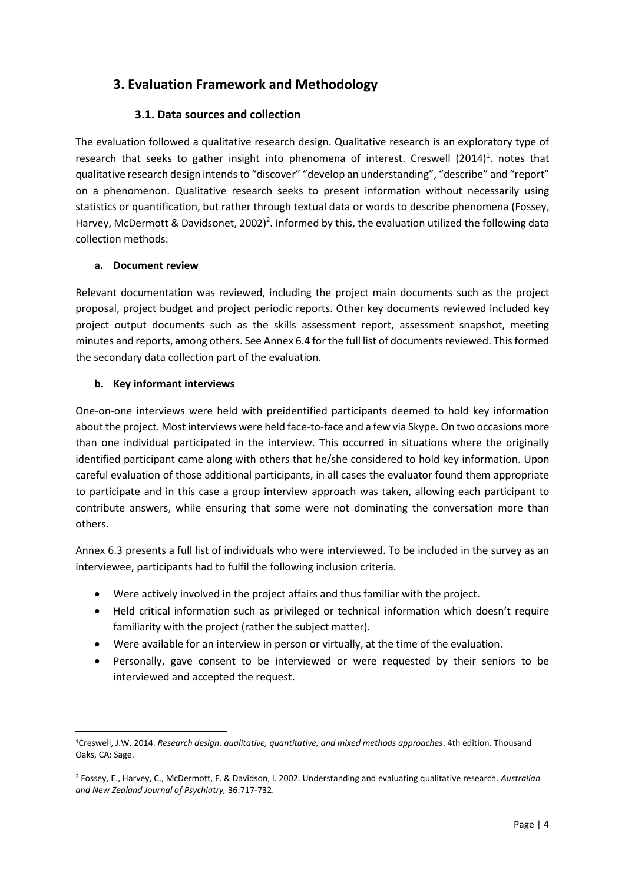# 3. Evaluation Framework and Methodology

## 3.1. Data sources and collection

The evaluation followed a qualitative research design. Qualitative research is an exploratory type of research that seeks to gather insight into phenomena of interest. Creswell (2014)[1]. notes that qualitative research design intends to "discover" "develop an understanding", "describe" and "report" on a phenomenon. Qualitative research seeks to present information without necessarily using statistics or quantification, but rather through textual data or words to describe phenomena (Fossey, Harvey, McDermott & Davidsonet, 2002)[2]. Informed by this, the evaluation utilized the following data collection methods:

**a. Document review**

Relevant documentation was reviewed, including the project main documents such as the project proposal, project budget and project periodic reports. Other key documents reviewed included key project output documents such as the skills assessment report, assessment snapshot, meeting minutes and reports, among others. See Annex 6.4 for the full list of documents reviewed. This formed the secondary data collection part of the evaluation.

**b. Key informant interviews**

One-on-one interviews were held with preidentified participants deemed to hold key information about the project. Most interviews were held face-to-face and a few via Skype. On two occasions more than one individual participated in the interview. This occurred in situations where the originally identified participant came along with others that he/she considered to hold key information. Upon careful evaluation of those additional participants, in all cases the evaluator found them appropriate to participate and in this case a group interview approach was taken, allowing each participant to contribute answers, while ensuring that some were not dominating the conversation more than others.

Annex 6.3 presents a full list of individuals who were interviewed. To be included in the survey as an interviewee, participants had to fulfil the following inclusion criteria.

- Were actively involved in the project affairs and thus familiar with the project.
- Held critical information such as privileged or technical information which doesn't require familiarity with the project (rather the subject matter).
- Were available for an interview in person or virtually, at the time of the evaluation.
- Personally, gave consent to be interviewed or were requested by their seniors to be interviewed and accepted the request.

---

[1] Creswell, J.W. 2014. *Research design: qualitative, quantitative, and mixed methods approaches*. 4th edition. Thousand Oaks, CA: Sage.

[2] Fossey, E., Harvey, C., McDermott, F. & Davidson, l. 2002. Understanding and evaluating qualitative research. *Australian and New Zealand Journal of Psychiatry,* 36:717-732.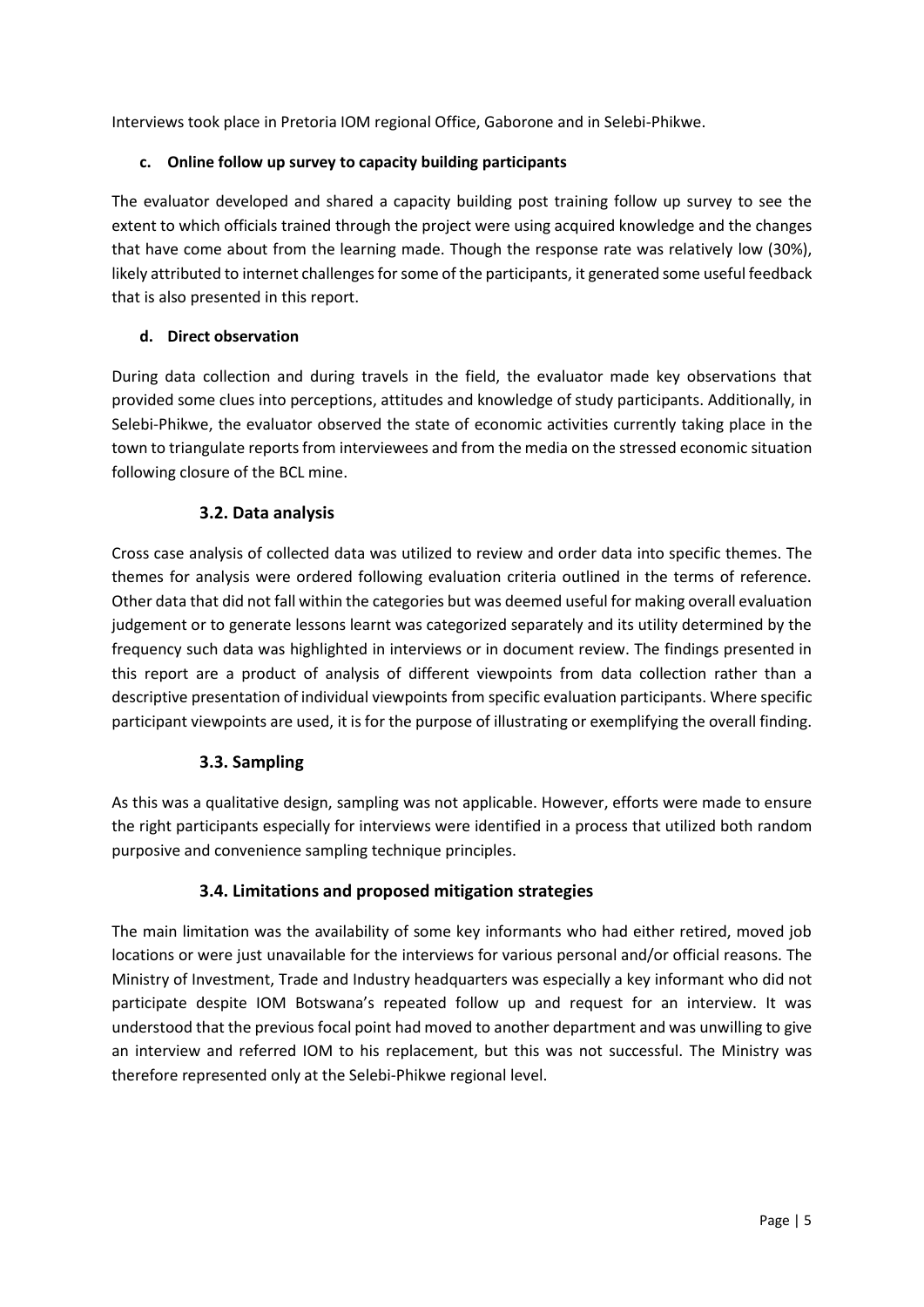Interviews took place in Pretoria IOM regional Office, Gaborone and in Selebi-Phikwe.

**c. Online follow up survey to capacity building participants**

The evaluator developed and shared a capacity building post training follow up survey to see the extent to which officials trained through the project were using acquired knowledge and the changes that have come about from the learning made. Though the response rate was relatively low (30%), likely attributed to internet challenges for some of the participants, it generated some useful feedback that is also presented in this report.

**d. Direct observation**

During data collection and during travels in the field, the evaluator made key observations that provided some clues into perceptions, attitudes and knowledge of study participants. Additionally, in Selebi-Phikwe, the evaluator observed the state of economic activities currently taking place in the town to triangulate reports from interviewees and from the media on the stressed economic situation following closure of the BCL mine.

### 3.2. Data analysis

Cross case analysis of collected data was utilized to review and order data into specific themes. The themes for analysis were ordered following evaluation criteria outlined in the terms of reference. Other data that did not fall within the categories but was deemed useful for making overall evaluation judgement or to generate lessons learnt was categorized separately and its utility determined by the frequency such data was highlighted in interviews or in document review. The findings presented in this report are a product of analysis of different viewpoints from data collection rather than a descriptive presentation of individual viewpoints from specific evaluation participants. Where specific participant viewpoints are used, it is for the purpose of illustrating or exemplifying the overall finding.

### 3.3. Sampling

As this was a qualitative design, sampling was not applicable. However, efforts were made to ensure the right participants especially for interviews were identified in a process that utilized both random purposive and convenience sampling technique principles.

### 3.4. Limitations and proposed mitigation strategies

The main limitation was the availability of some key informants who had either retired, moved job locations or were just unavailable for the interviews for various personal and/or official reasons. The Ministry of Investment, Trade and Industry headquarters was especially a key informant who did not participate despite IOM Botswana's repeated follow up and request for an interview. It was understood that the previous focal point had moved to another department and was unwilling to give an interview and referred IOM to his replacement, but this was not successful. The Ministry was therefore represented only at the Selebi-Phikwe regional level.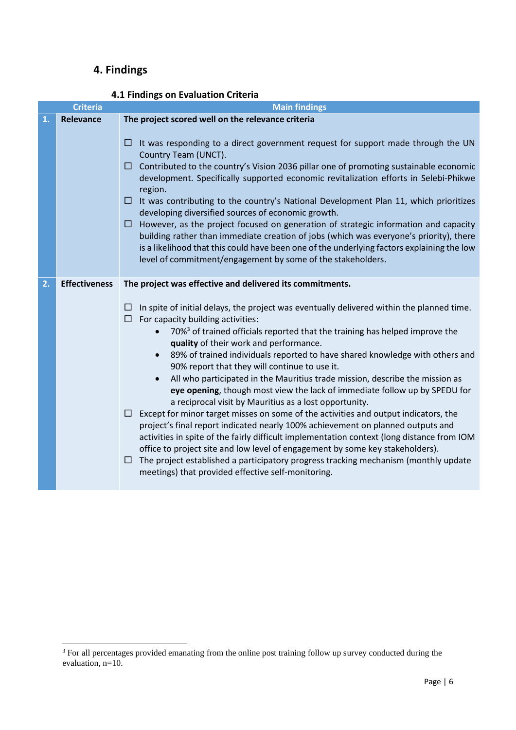# 4. Findings

## 4.1 Findings on Evaluation Criteria

| | Criteria | Main findings |
|---|---|---|
| 1. | Relevance | **The project scored well on the relevance criteria**<br><br>☐ It was responding to a direct government request for support made through the UN Country Team (UNCT).<br>☐ Contributed to the country's Vision 2036 pillar one of promoting sustainable economic development. Specifically supported economic revitalization efforts in Selebi-Phikwe region.<br>☐ It was contributing to the country's National Development Plan 11, which prioritizes developing diversified sources of economic growth.<br>☐ However, as the project focused on generation of strategic information and capacity building rather than immediate creation of jobs (which was everyone's priority), there is a likelihood that this could have been one of the underlying factors explaining the low level of commitment/engagement by some of the stakeholders. |
| 2. | Effectiveness | **The project was effective and delivered its commitments.**<br><br>☐ In spite of initial delays, the project was eventually delivered within the planned time.<br>☐ For capacity building activities:<br>• 70%[3] of trained officials reported that the training has helped improve the **quality** of their work and performance.<br>• 89% of trained individuals reported to have shared knowledge with others and 90% report that they will continue to use it.<br>• All who participated in the Mauritius trade mission, describe the mission as **eye opening**, though most view the lack of immediate follow up by SPEDU for a reciprocal visit by Mauritius as a lost opportunity.<br>☐ Except for minor target misses on some of the activities and output indicators, the project's final report indicated nearly 100% achievement on planned outputs and activities in spite of the fairly difficult implementation context (long distance from IOM office to project site and low level of engagement by some key stakeholders).<br>☐ The project established a participatory progress tracking mechanism (monthly update meetings) that provided effective self-monitoring. |

[3] For all percentages provided emanating from the online post training follow up survey conducted during the evaluation, n=10.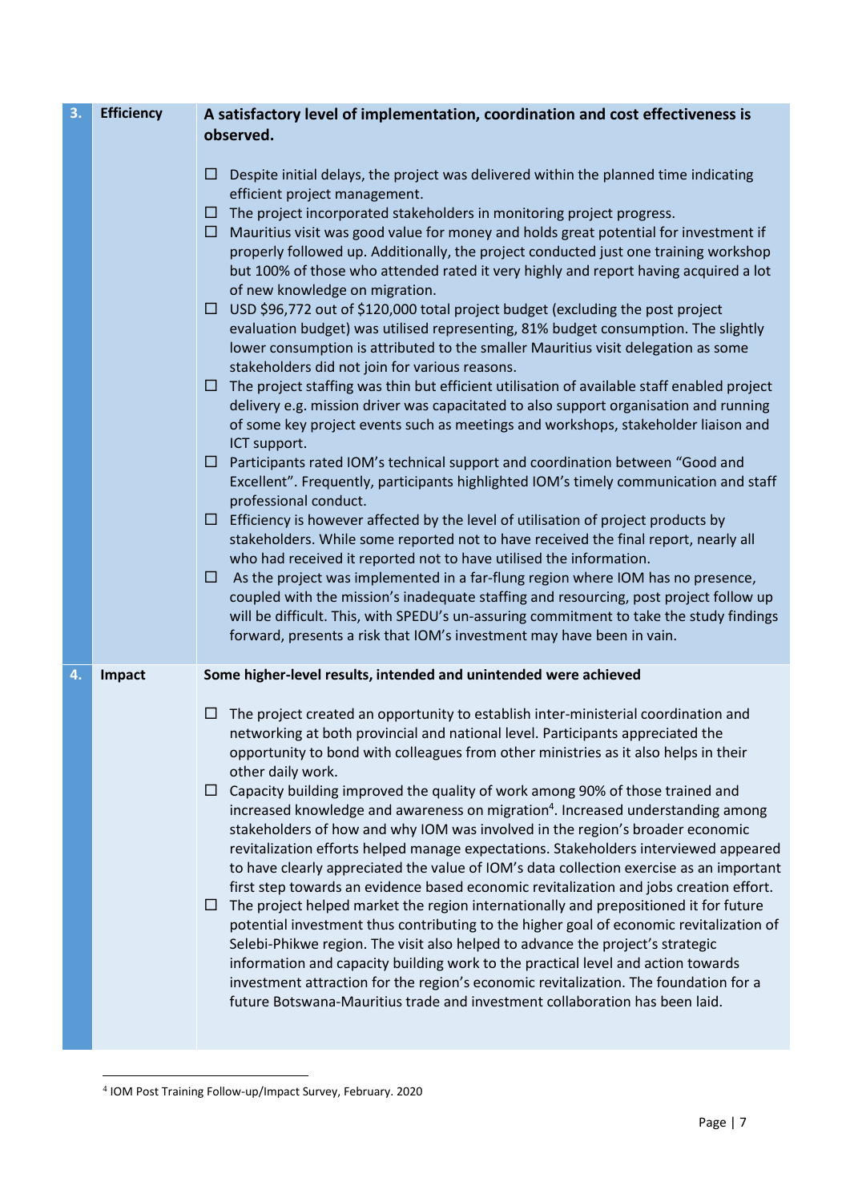| | | |
|---|---|---|
| **3.** | **Efficiency** | **A satisfactory level of implementation, coordination and cost effectiveness is observed.**<br><br>☐ Despite initial delays, the project was delivered within the planned time indicating efficient project management.<br>☐ The project incorporated stakeholders in monitoring project progress.<br>☐ Mauritius visit was good value for money and holds great potential for investment if properly followed up. Additionally, the project conducted just one training workshop but 100% of those who attended rated it very highly and report having acquired a lot of new knowledge on migration.<br>☐ USD $96,772 out of $120,000 total project budget (excluding the post project evaluation budget) was utilised representing, 81% budget consumption. The slightly lower consumption is attributed to the smaller Mauritius visit delegation as some stakeholders did not join for various reasons.<br>☐ The project staffing was thin but efficient utilisation of available staff enabled project delivery e.g. mission driver was capacitated to also support organisation and running of some key project events such as meetings and workshops, stakeholder liaison and ICT support.<br>☐ Participants rated IOM's technical support and coordination between "Good and Excellent". Frequently, participants highlighted IOM's timely communication and staff professional conduct.<br>☐ Efficiency is however affected by the level of utilisation of project products by stakeholders. While some reported not to have received the final report, nearly all who had received it reported not to have utilised the information.<br>☐ As the project was implemented in a far-flung region where IOM has no presence, coupled with the mission's inadequate staffing and resourcing, post project follow up will be difficult. This, with SPEDU's un-assuring commitment to take the study findings forward, presents a risk that IOM's investment may have been in vain. |
| **4.** | **Impact** | **Some higher-level results, intended and unintended were achieved**<br><br>☐ The project created an opportunity to establish inter-ministerial coordination and networking at both provincial and national level. Participants appreciated the opportunity to bond with colleagues from other ministries as it also helps in their other daily work.<br>☐ Capacity building improved the quality of work among 90% of those trained and increased knowledge and awareness on migration[4]. Increased understanding among stakeholders of how and why IOM was involved in the region's broader economic revitalization efforts helped manage expectations. Stakeholders interviewed appeared to have clearly appreciated the value of IOM's data collection exercise as an important first step towards an evidence based economic revitalization and jobs creation effort.<br>☐ The project helped market the region internationally and prepositioned it for future potential investment thus contributing to the higher goal of economic revitalization of Selebi-Phikwe region. The visit also helped to advance the project's strategic information and capacity building work to the practical level and action towards investment attraction for the region's economic revitalization. The foundation for a future Botswana-Mauritius trade and investment collaboration has been laid. |

[4] IOM Post Training Follow-up/Impact Survey, February. 2020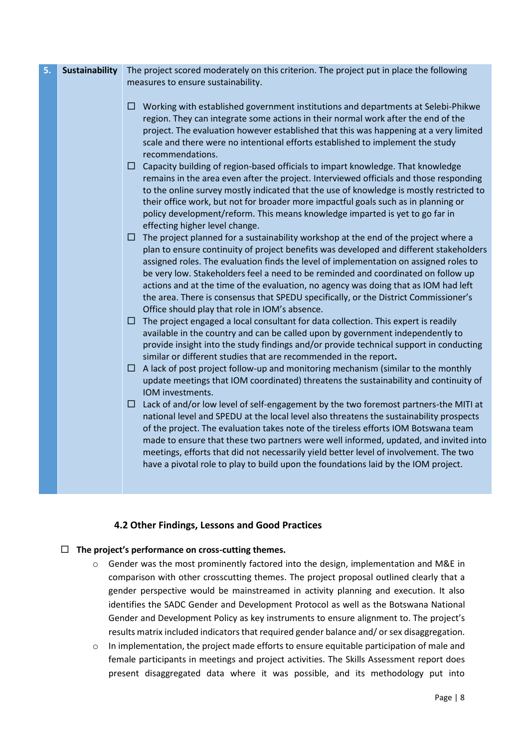| 5. | Sustainability | The project scored moderately on this criterion. The project put in place the following measures to ensure sustainability.<br><br>☐ Working with established government institutions and departments at Selebi-Phikwe region. They can integrate some actions in their normal work after the end of the project. The evaluation however established that this was happening at a very limited scale and there were no intentional efforts established to implement the study recommendations.<br>☐ Capacity building of region-based officials to impart knowledge. That knowledge remains in the area even after the project. Interviewed officials and those responding to the online survey mostly indicated that the use of knowledge is mostly restricted to their office work, but not for broader more impactful goals such as in planning or policy development/reform. This means knowledge imparted is yet to go far in effecting higher level change.<br>☐ The project planned for a sustainability workshop at the end of the project where a plan to ensure continuity of project benefits was developed and different stakeholders assigned roles. The evaluation finds the level of implementation on assigned roles to be very low. Stakeholders feel a need to be reminded and coordinated on follow up actions and at the time of the evaluation, no agency was doing that as IOM had left the area. There is consensus that SPEDU specifically, or the District Commissioner's Office should play that role in IOM's absence.<br>☐ The project engaged a local consultant for data collection. This expert is readily available in the country and can be called upon by government independently to provide insight into the study findings and/or provide technical support in conducting similar or different studies that are recommended in the report.<br>☐ A lack of post project follow-up and monitoring mechanism (similar to the monthly update meetings that IOM coordinated) threatens the sustainability and continuity of IOM investments.<br>☐ Lack of and/or low level of self-engagement by the two foremost partners-the MITI at national level and SPEDU at the local level also threatens the sustainability prospects of the project. The evaluation takes note of the tireless efforts IOM Botswana team made to ensure that these two partners were well informed, updated, and invited into meetings, efforts that did not necessarily yield better level of involvement. The two have a pivotal role to play to build upon the foundations laid by the IOM project. |
|---|---|---|

### 4.2 Other Findings, Lessons and Good Practices

- **The project's performance on cross-cutting themes.**
  - Gender was the most prominently factored into the design, implementation and M&E in comparison with other crosscutting themes. The project proposal outlined clearly that a gender perspective would be mainstreamed in activity planning and execution. It also identifies the SADC Gender and Development Protocol as well as the Botswana National Gender and Development Policy as key instruments to ensure alignment to. The project's results matrix included indicators that required gender balance and/ or sex disaggregation.
  - In implementation, the project made efforts to ensure equitable participation of male and female participants in meetings and project activities. The Skills Assessment report does present disaggregated data where it was possible, and its methodology put into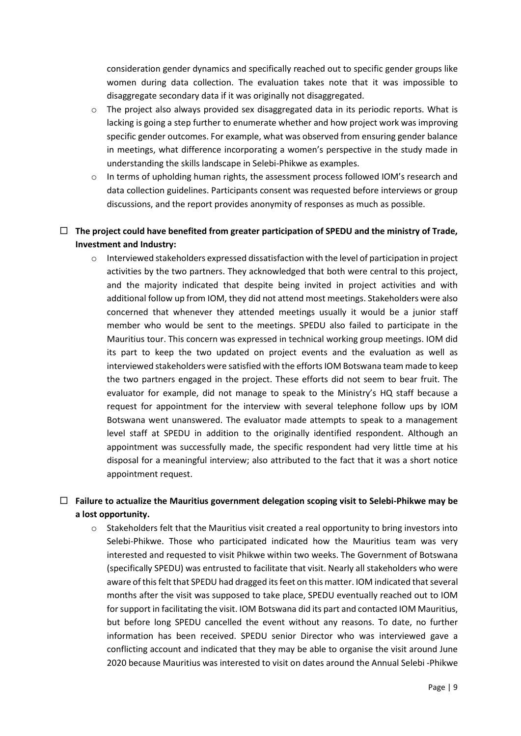consideration gender dynamics and specifically reached out to specific gender groups like women during data collection. The evaluation takes note that it was impossible to disaggregate secondary data if it was originally not disaggregated.

- The project also always provided sex disaggregated data in its periodic reports. What is lacking is going a step further to enumerate whether and how project work was improving specific gender outcomes. For example, what was observed from ensuring gender balance in meetings, what difference incorporating a women's perspective in the study made in understanding the skills landscape in Selebi-Phikwe as examples.
- In terms of upholding human rights, the assessment process followed IOM's research and data collection guidelines. Participants consent was requested before interviews or group discussions, and the report provides anonymity of responses as much as possible.

- **The project could have benefited from greater participation of SPEDU and the ministry of Trade, Investment and Industry:**
  - Interviewed stakeholders expressed dissatisfaction with the level of participation in project activities by the two partners. They acknowledged that both were central to this project, and the majority indicated that despite being invited in project activities and with additional follow up from IOM, they did not attend most meetings. Stakeholders were also concerned that whenever they attended meetings usually it would be a junior staff member who would be sent to the meetings. SPEDU also failed to participate in the Mauritius tour. This concern was expressed in technical working group meetings. IOM did its part to keep the two updated on project events and the evaluation as well as interviewed stakeholders were satisfied with the efforts IOM Botswana team made to keep the two partners engaged in the project. These efforts did not seem to bear fruit. The evaluator for example, did not manage to speak to the Ministry's HQ staff because a request for appointment for the interview with several telephone follow ups by IOM Botswana went unanswered. The evaluator made attempts to speak to a management level staff at SPEDU in addition to the originally identified respondent. Although an appointment was successfully made, the specific respondent had very little time at his disposal for a meaningful interview; also attributed to the fact that it was a short notice appointment request.

- **Failure to actualize the Mauritius government delegation scoping visit to Selebi-Phikwe may be a lost opportunity.**
  - Stakeholders felt that the Mauritius visit created a real opportunity to bring investors into Selebi-Phikwe. Those who participated indicated how the Mauritius team was very interested and requested to visit Phikwe within two weeks. The Government of Botswana (specifically SPEDU) was entrusted to facilitate that visit. Nearly all stakeholders who were aware of this felt that SPEDU had dragged its feet on this matter. IOM indicated that several months after the visit was supposed to take place, SPEDU eventually reached out to IOM for support in facilitating the visit. IOM Botswana did its part and contacted IOM Mauritius, but before long SPEDU cancelled the event without any reasons. To date, no further information has been received. SPEDU senior Director who was interviewed gave a conflicting account and indicated that they may be able to organise the visit around June 2020 because Mauritius was interested to visit on dates around the Annual Selebi -Phikwe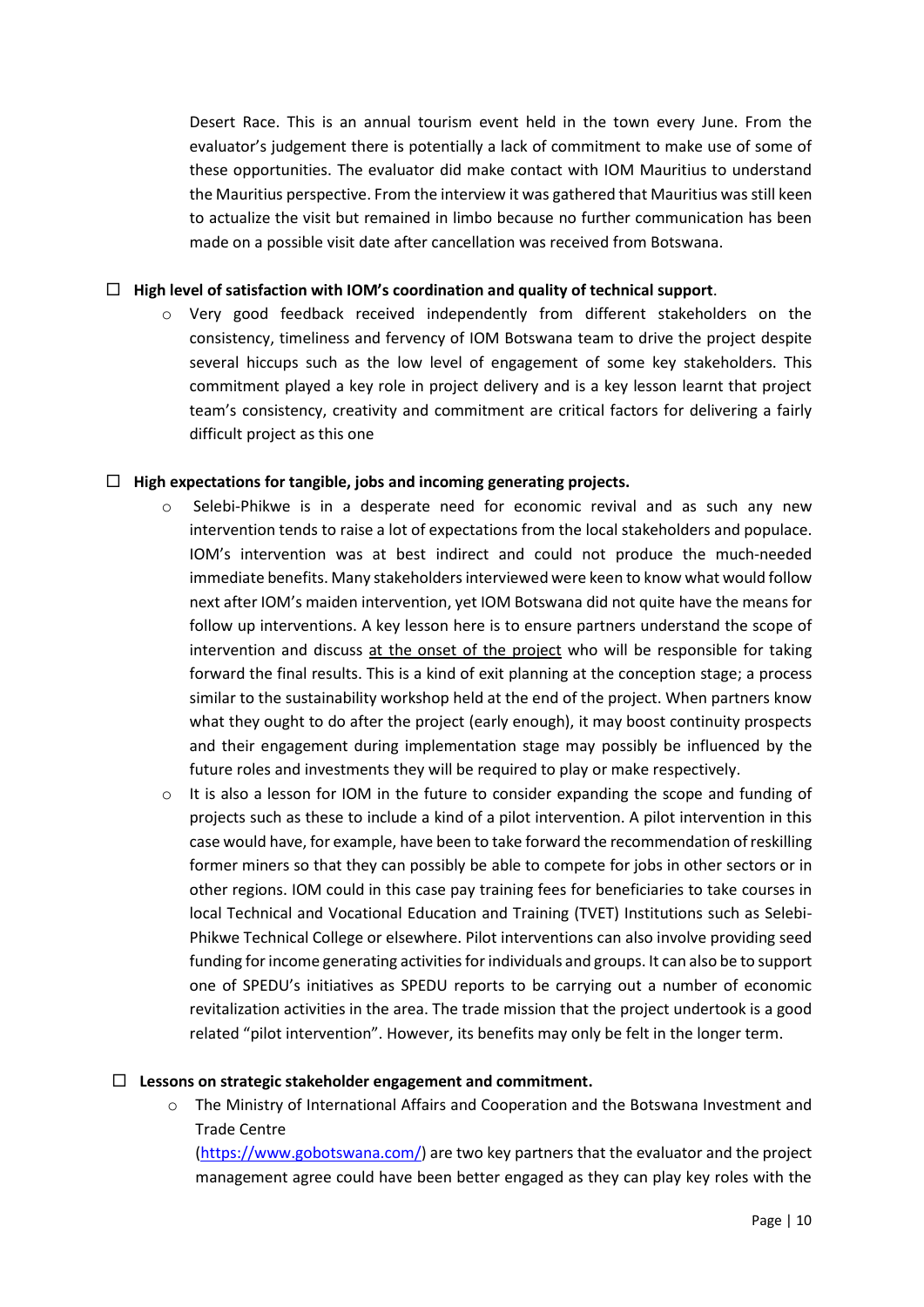Desert Race. This is an annual tourism event held in the town every June. From the evaluator's judgement there is potentially a lack of commitment to make use of some of these opportunities. The evaluator did make contact with IOM Mauritius to understand the Mauritius perspective. From the interview it was gathered that Mauritius was still keen to actualize the visit but remained in limbo because no further communication has been made on a possible visit date after cancellation was received from Botswana.

- ☐ **High level of satisfaction with IOM's coordination and quality of technical support**.
  - Very good feedback received independently from different stakeholders on the consistency, timeliness and fervency of IOM Botswana team to drive the project despite several hiccups such as the low level of engagement of some key stakeholders. This commitment played a key role in project delivery and is a key lesson learnt that project team's consistency, creativity and commitment are critical factors for delivering a fairly difficult project as this one

- ☐ **High expectations for tangible, jobs and incoming generating projects.**
  - Selebi-Phikwe is in a desperate need for economic revival and as such any new intervention tends to raise a lot of expectations from the local stakeholders and populace. IOM's intervention was at best indirect and could not produce the much-needed immediate benefits. Many stakeholders interviewed were keen to know what would follow next after IOM's maiden intervention, yet IOM Botswana did not quite have the means for follow up interventions. A key lesson here is to ensure partners understand the scope of intervention and discuss <u>at the onset of the project</u> who will be responsible for taking forward the final results. This is a kind of exit planning at the conception stage; a process similar to the sustainability workshop held at the end of the project. When partners know what they ought to do after the project (early enough), it may boost continuity prospects and their engagement during implementation stage may possibly be influenced by the future roles and investments they will be required to play or make respectively.
  - It is also a lesson for IOM in the future to consider expanding the scope and funding of projects such as these to include a kind of a pilot intervention. A pilot intervention in this case would have, for example, have been to take forward the recommendation of reskilling former miners so that they can possibly be able to compete for jobs in other sectors or in other regions. IOM could in this case pay training fees for beneficiaries to take courses in local Technical and Vocational Education and Training (TVET) Institutions such as Selebi-Phikwe Technical College or elsewhere. Pilot interventions can also involve providing seed funding for income generating activities for individuals and groups. It can also be to support one of SPEDU's initiatives as SPEDU reports to be carrying out a number of economic revitalization activities in the area. The trade mission that the project undertook is a good related "pilot intervention". However, its benefits may only be felt in the longer term.

- ☐ **Lessons on strategic stakeholder engagement and commitment.**
  - The Ministry of International Affairs and Cooperation and the Botswana Investment and Trade Centre (https://www.gobotswana.com/) are two key partners that the evaluator and the project management agree could have been better engaged as they can play key roles with the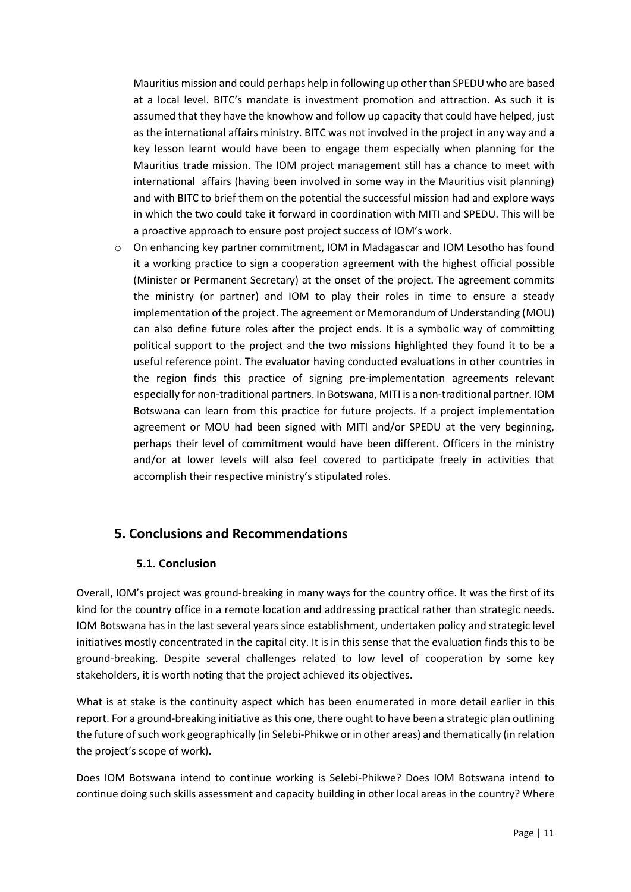Mauritius mission and could perhaps help in following up other than SPEDU who are based at a local level. BITC's mandate is investment promotion and attraction. As such it is assumed that they have the knowhow and follow up capacity that could have helped, just as the international affairs ministry. BITC was not involved in the project in any way and a key lesson learnt would have been to engage them especially when planning for the Mauritius trade mission. The IOM project management still has a chance to meet with international affairs (having been involved in some way in the Mauritius visit planning) and with BITC to brief them on the potential the successful mission had and explore ways in which the two could take it forward in coordination with MITI and SPEDU. This will be a proactive approach to ensure post project success of IOM's work.

- On enhancing key partner commitment, IOM in Madagascar and IOM Lesotho has found it a working practice to sign a cooperation agreement with the highest official possible (Minister or Permanent Secretary) at the onset of the project. The agreement commits the ministry (or partner) and IOM to play their roles in time to ensure a steady implementation of the project. The agreement or Memorandum of Understanding (MOU) can also define future roles after the project ends. It is a symbolic way of committing political support to the project and the two missions highlighted they found it to be a useful reference point. The evaluator having conducted evaluations in other countries in the region finds this practice of signing pre-implementation agreements relevant especially for non-traditional partners. In Botswana, MITI is a non-traditional partner. IOM Botswana can learn from this practice for future projects. If a project implementation agreement or MOU had been signed with MITI and/or SPEDU at the very beginning, perhaps their level of commitment would have been different. Officers in the ministry and/or at lower levels will also feel covered to participate freely in activities that accomplish their respective ministry's stipulated roles.

## 5. Conclusions and Recommendations

### 5.1. Conclusion

Overall, IOM's project was ground-breaking in many ways for the country office. It was the first of its kind for the country office in a remote location and addressing practical rather than strategic needs. IOM Botswana has in the last several years since establishment, undertaken policy and strategic level initiatives mostly concentrated in the capital city. It is in this sense that the evaluation finds this to be ground-breaking. Despite several challenges related to low level of cooperation by some key stakeholders, it is worth noting that the project achieved its objectives.

What is at stake is the continuity aspect which has been enumerated in more detail earlier in this report. For a ground-breaking initiative as this one, there ought to have been a strategic plan outlining the future of such work geographically (in Selebi-Phikwe or in other areas) and thematically (in relation the project's scope of work).

Does IOM Botswana intend to continue working is Selebi-Phikwe? Does IOM Botswana intend to continue doing such skills assessment and capacity building in other local areas in the country? Where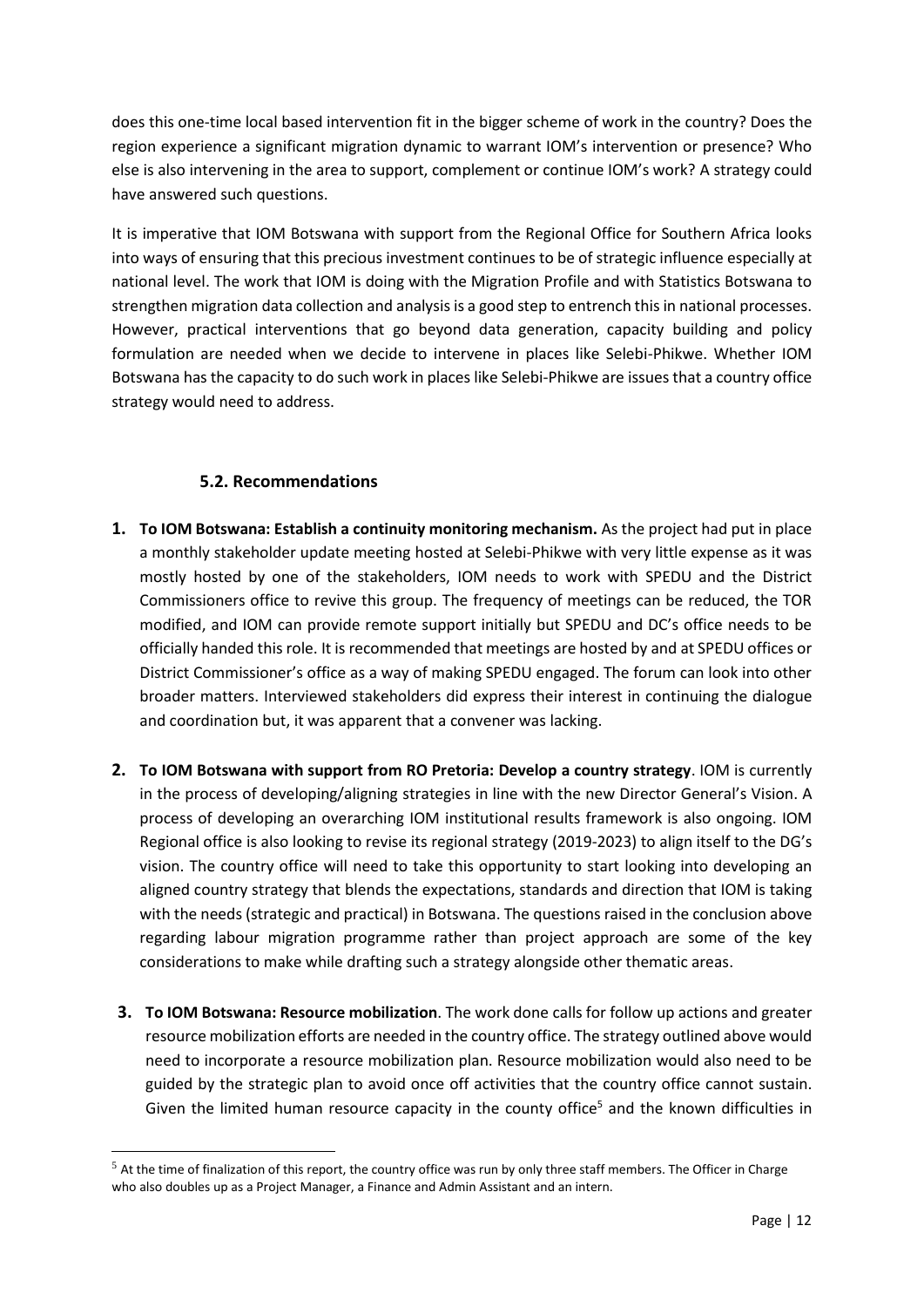does this one-time local based intervention fit in the bigger scheme of work in the country? Does the region experience a significant migration dynamic to warrant IOM's intervention or presence? Who else is also intervening in the area to support, complement or continue IOM's work? A strategy could have answered such questions.

It is imperative that IOM Botswana with support from the Regional Office for Southern Africa looks into ways of ensuring that this precious investment continues to be of strategic influence especially at national level. The work that IOM is doing with the Migration Profile and with Statistics Botswana to strengthen migration data collection and analysis is a good step to entrench this in national processes. However, practical interventions that go beyond data generation, capacity building and policy formulation are needed when we decide to intervene in places like Selebi-Phikwe. Whether IOM Botswana has the capacity to do such work in places like Selebi-Phikwe are issues that a country office strategy would need to address.

### 5.2. Recommendations

1. **To IOM Botswana: Establish a continuity monitoring mechanism.** As the project had put in place a monthly stakeholder update meeting hosted at Selebi-Phikwe with very little expense as it was mostly hosted by one of the stakeholders, IOM needs to work with SPEDU and the District Commissioners office to revive this group. The frequency of meetings can be reduced, the TOR modified, and IOM can provide remote support initially but SPEDU and DC's office needs to be officially handed this role. It is recommended that meetings are hosted by and at SPEDU offices or District Commissioner's office as a way of making SPEDU engaged. The forum can look into other broader matters. Interviewed stakeholders did express their interest in continuing the dialogue and coordination but, it was apparent that a convener was lacking.

2. **To IOM Botswana with support from RO Pretoria: Develop a country strategy**. IOM is currently in the process of developing/aligning strategies in line with the new Director General's Vision. A process of developing an overarching IOM institutional results framework is also ongoing. IOM Regional office is also looking to revise its regional strategy (2019-2023) to align itself to the DG's vision. The country office will need to take this opportunity to start looking into developing an aligned country strategy that blends the expectations, standards and direction that IOM is taking with the needs (strategic and practical) in Botswana. The questions raised in the conclusion above regarding labour migration programme rather than project approach are some of the key considerations to make while drafting such a strategy alongside other thematic areas.

3. **To IOM Botswana: Resource mobilization**. The work done calls for follow up actions and greater resource mobilization efforts are needed in the country office. The strategy outlined above would need to incorporate a resource mobilization plan. Resource mobilization would also need to be guided by the strategic plan to avoid once off activities that the country office cannot sustain. Given the limited human resource capacity in the county office[5] and the known difficulties in

[5] At the time of finalization of this report, the country office was run by only three staff members. The Officer in Charge who also doubles up as a Project Manager, a Finance and Admin Assistant and an intern.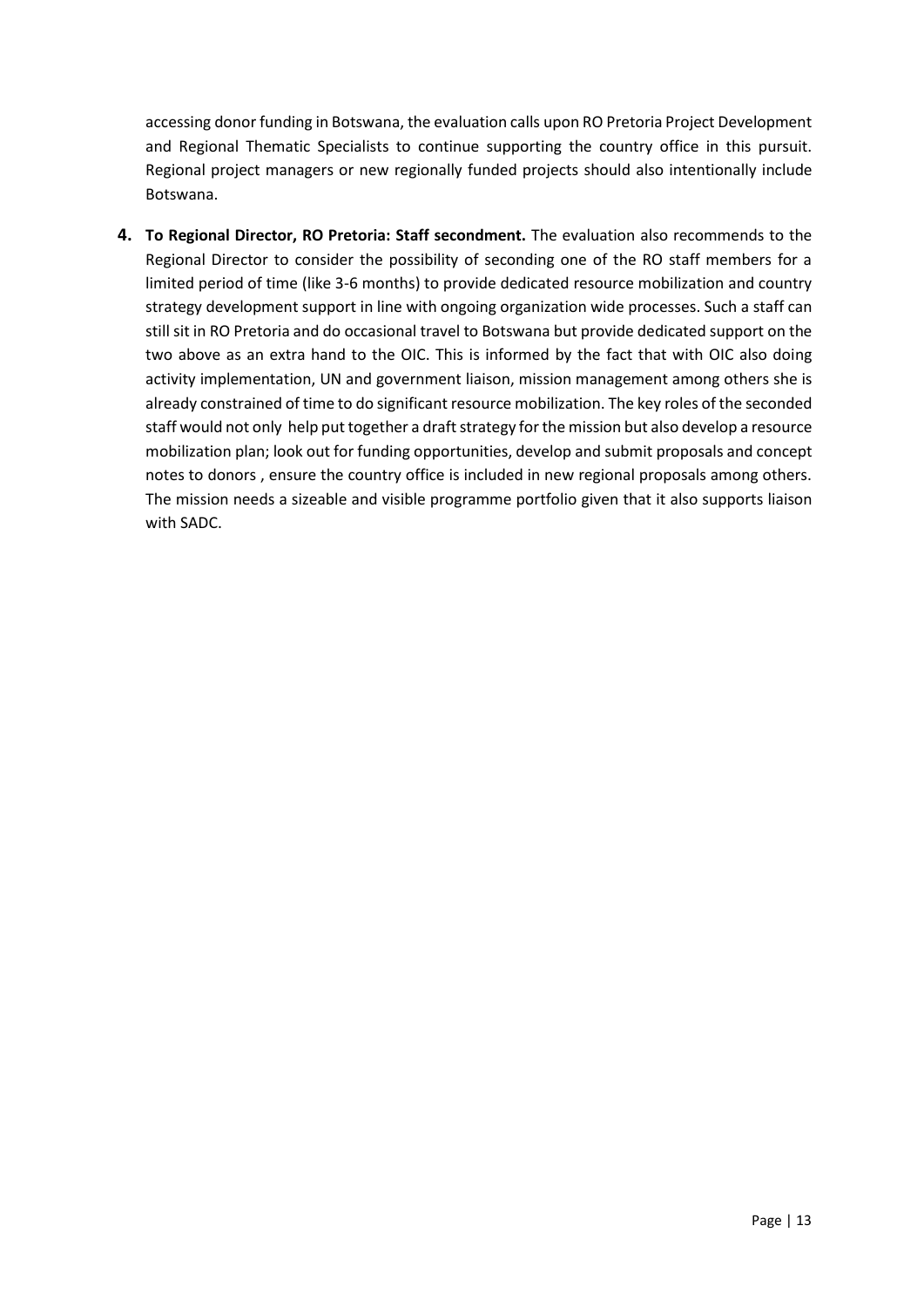accessing donor funding in Botswana, the evaluation calls upon RO Pretoria Project Development and Regional Thematic Specialists to continue supporting the country office in this pursuit. Regional project managers or new regionally funded projects should also intentionally include Botswana.

4. **To Regional Director, RO Pretoria: Staff secondment.** The evaluation also recommends to the Regional Director to consider the possibility of seconding one of the RO staff members for a limited period of time (like 3-6 months) to provide dedicated resource mobilization and country strategy development support in line with ongoing organization wide processes. Such a staff can still sit in RO Pretoria and do occasional travel to Botswana but provide dedicated support on the two above as an extra hand to the OIC. This is informed by the fact that with OIC also doing activity implementation, UN and government liaison, mission management among others she is already constrained of time to do significant resource mobilization. The key roles of the seconded staff would not only help put together a draft strategy for the mission but also develop a resource mobilization plan; look out for funding opportunities, develop and submit proposals and concept notes to donors , ensure the country office is included in new regional proposals among others. The mission needs a sizeable and visible programme portfolio given that it also supports liaison with SADC.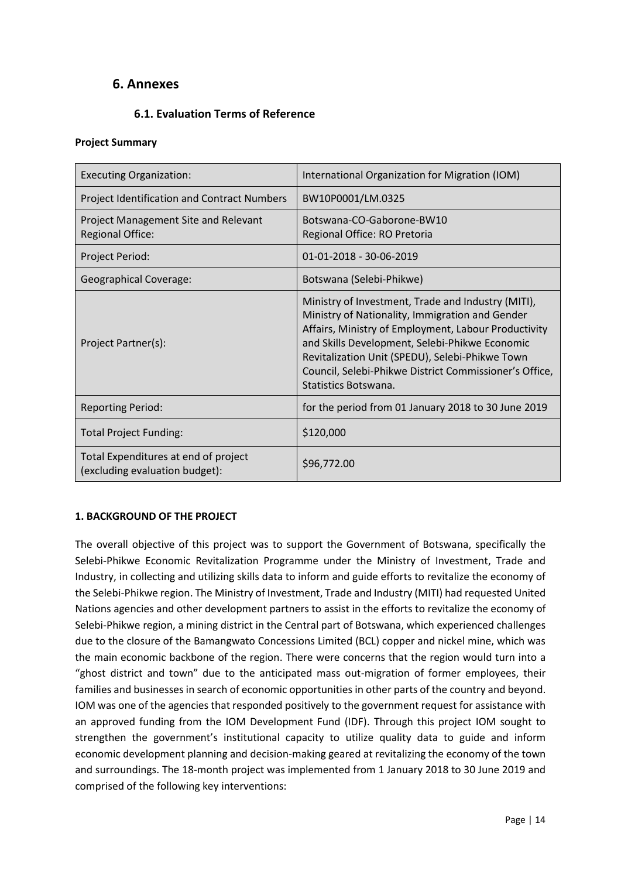## 6. Annexes

### 6.1. Evaluation Terms of Reference

**Project Summary**

| | |
|---|---|
| Executing Organization: | International Organization for Migration (IOM) |
| Project Identification and Contract Numbers | BW10P0001/LM.0325 |
| Project Management Site and Relevant Regional Office: | Botswana-CO-Gaborone-BW10<br>Regional Office: RO Pretoria |
| Project Period: | 01-01-2018 - 30-06-2019 |
| Geographical Coverage: | Botswana (Selebi-Phikwe) |
| Project Partner(s): | Ministry of Investment, Trade and Industry (MITI), Ministry of Nationality, Immigration and Gender Affairs, Ministry of Employment, Labour Productivity and Skills Development, Selebi-Phikwe Economic Revitalization Unit (SPEDU), Selebi-Phikwe Town Council, Selebi-Phikwe District Commissioner's Office, Statistics Botswana. |
| Reporting Period: | for the period from 01 January 2018 to 30 June 2019 |
| Total Project Funding: | $120,000 |
| Total Expenditures at end of project (excluding evaluation budget): | $96,772.00 |

**1. BACKGROUND OF THE PROJECT**

The overall objective of this project was to support the Government of Botswana, specifically the Selebi-Phikwe Economic Revitalization Programme under the Ministry of Investment, Trade and Industry, in collecting and utilizing skills data to inform and guide efforts to revitalize the economy of the Selebi-Phikwe region. The Ministry of Investment, Trade and Industry (MITI) had requested United Nations agencies and other development partners to assist in the efforts to revitalize the economy of Selebi-Phikwe region, a mining district in the Central part of Botswana, which experienced challenges due to the closure of the Bamangwato Concessions Limited (BCL) copper and nickel mine, which was the main economic backbone of the region. There were concerns that the region would turn into a "ghost district and town" due to the anticipated mass out-migration of former employees, their families and businesses in search of economic opportunities in other parts of the country and beyond. IOM was one of the agencies that responded positively to the government request for assistance with an approved funding from the IOM Development Fund (IDF). Through this project IOM sought to strengthen the government's institutional capacity to utilize quality data to guide and inform economic development planning and decision-making geared at revitalizing the economy of the town and surroundings. The 18-month project was implemented from 1 January 2018 to 30 June 2019 and comprised of the following key interventions: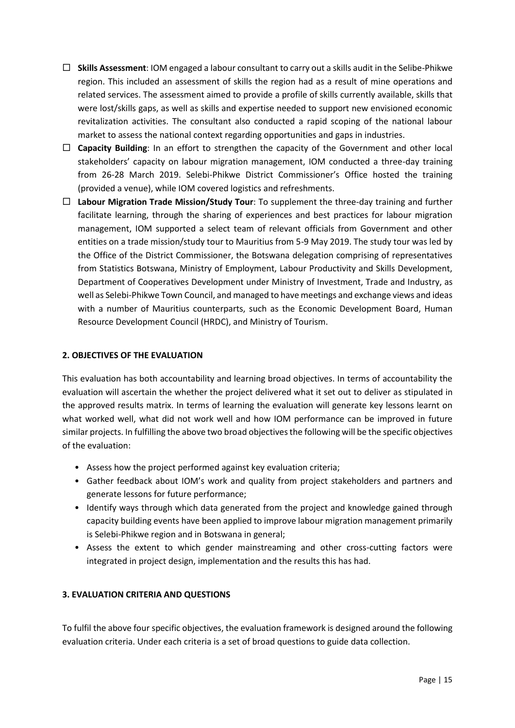- ☐ **Skills Assessment**: IOM engaged a labour consultant to carry out a skills audit in the Selibe-Phikwe region. This included an assessment of skills the region had as a result of mine operations and related services. The assessment aimed to provide a profile of skills currently available, skills that were lost/skills gaps, as well as skills and expertise needed to support new envisioned economic revitalization activities. The consultant also conducted a rapid scoping of the national labour market to assess the national context regarding opportunities and gaps in industries.
- ☐ **Capacity Building**: In an effort to strengthen the capacity of the Government and other local stakeholders' capacity on labour migration management, IOM conducted a three-day training from 26-28 March 2019. Selebi-Phikwe District Commissioner's Office hosted the training (provided a venue), while IOM covered logistics and refreshments.
- ☐ **Labour Migration Trade Mission/Study Tour**: To supplement the three-day training and further facilitate learning, through the sharing of experiences and best practices for labour migration management, IOM supported a select team of relevant officials from Government and other entities on a trade mission/study tour to Mauritius from 5-9 May 2019. The study tour was led by the Office of the District Commissioner, the Botswana delegation comprising of representatives from Statistics Botswana, Ministry of Employment, Labour Productivity and Skills Development, Department of Cooperatives Development under Ministry of Investment, Trade and Industry, as well as Selebi-Phikwe Town Council, and managed to have meetings and exchange views and ideas with a number of Mauritius counterparts, such as the Economic Development Board, Human Resource Development Council (HRDC), and Ministry of Tourism.

## 2. OBJECTIVES OF THE EVALUATION

This evaluation has both accountability and learning broad objectives. In terms of accountability the evaluation will ascertain the whether the project delivered what it set out to deliver as stipulated in the approved results matrix. In terms of learning the evaluation will generate key lessons learnt on what worked well, what did not work well and how IOM performance can be improved in future similar projects. In fulfilling the above two broad objectives the following will be the specific objectives of the evaluation:

- Assess how the project performed against key evaluation criteria;
- Gather feedback about IOM's work and quality from project stakeholders and partners and generate lessons for future performance;
- Identify ways through which data generated from the project and knowledge gained through capacity building events have been applied to improve labour migration management primarily is Selebi-Phikwe region and in Botswana in general;
- Assess the extent to which gender mainstreaming and other cross-cutting factors were integrated in project design, implementation and the results this has had.

## 3. EVALUATION CRITERIA AND QUESTIONS

To fulfil the above four specific objectives, the evaluation framework is designed around the following evaluation criteria. Under each criteria is a set of broad questions to guide data collection.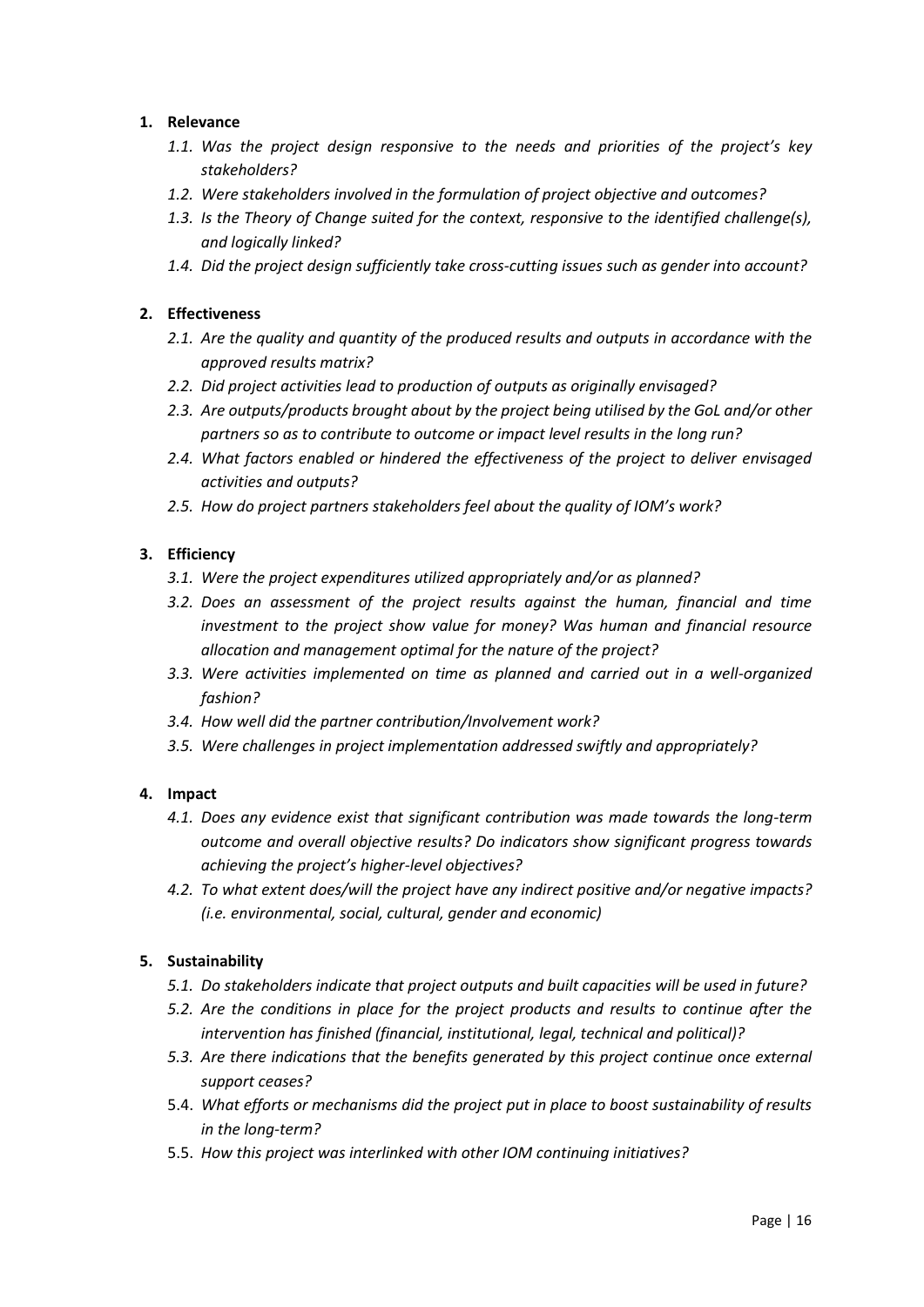1. **Relevance**
    - *1.1. Was the project design responsive to the needs and priorities of the project's key stakeholders?*
    - *1.2. Were stakeholders involved in the formulation of project objective and outcomes?*
    - *1.3. Is the Theory of Change suited for the context, responsive to the identified challenge(s), and logically linked?*
    - *1.4. Did the project design sufficiently take cross-cutting issues such as gender into account?*

2. **Effectiveness**
    - *2.1. Are the quality and quantity of the produced results and outputs in accordance with the approved results matrix?*
    - *2.2. Did project activities lead to production of outputs as originally envisaged?*
    - *2.3. Are outputs/products brought about by the project being utilised by the GoL and/or other partners so as to contribute to outcome or impact level results in the long run?*
    - *2.4. What factors enabled or hindered the effectiveness of the project to deliver envisaged activities and outputs?*
    - *2.5. How do project partners stakeholders feel about the quality of IOM's work?*

3. **Efficiency**
    - *3.1. Were the project expenditures utilized appropriately and/or as planned?*
    - *3.2. Does an assessment of the project results against the human, financial and time investment to the project show value for money? Was human and financial resource allocation and management optimal for the nature of the project?*
    - *3.3. Were activities implemented on time as planned and carried out in a well-organized fashion?*
    - *3.4. How well did the partner contribution/Involvement work?*
    - *3.5. Were challenges in project implementation addressed swiftly and appropriately?*

4. **Impact**
    - *4.1. Does any evidence exist that significant contribution was made towards the long-term outcome and overall objective results? Do indicators show significant progress towards achieving the project's higher-level objectives?*
    - *4.2. To what extent does/will the project have any indirect positive and/or negative impacts? (i.e. environmental, social, cultural, gender and economic)*

5. **Sustainability**
    - *5.1. Do stakeholders indicate that project outputs and built capacities will be used in future?*
    - *5.2. Are the conditions in place for the project products and results to continue after the intervention has finished (financial, institutional, legal, technical and political)?*
    - *5.3. Are there indications that the benefits generated by this project continue once external support ceases?*
    - 5.4. *What efforts or mechanisms did the project put in place to boost sustainability of results in the long-term?*
    - 5.5. *How this project was interlinked with other IOM continuing initiatives?*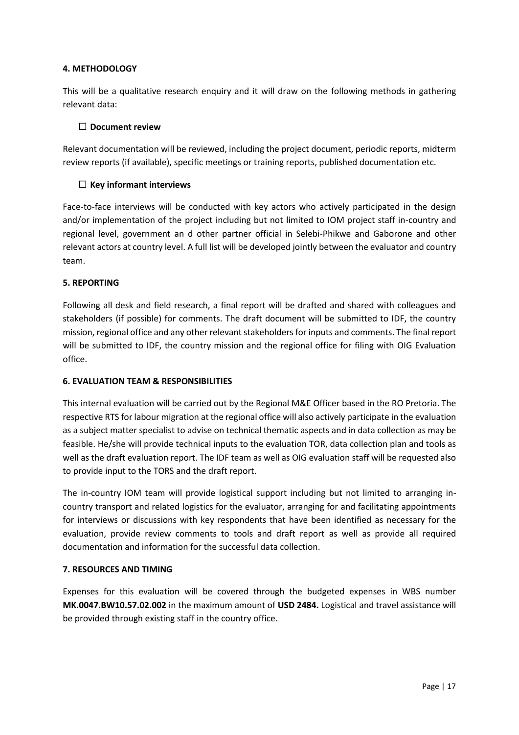#### 4. METHODOLOGY

This will be a qualitative research enquiry and it will draw on the following methods in gathering relevant data:

- ☐ **Document review**

Relevant documentation will be reviewed, including the project document, periodic reports, midterm review reports (if available), specific meetings or training reports, published documentation etc.

- ☐ **Key informant interviews**

Face-to-face interviews will be conducted with key actors who actively participated in the design and/or implementation of the project including but not limited to IOM project staff in-country and regional level, government an d other partner official in Selebi-Phikwe and Gaborone and other relevant actors at country level. A full list will be developed jointly between the evaluator and country team.

#### 5. REPORTING

Following all desk and field research, a final report will be drafted and shared with colleagues and stakeholders (if possible) for comments. The draft document will be submitted to IDF, the country mission, regional office and any other relevant stakeholders for inputs and comments. The final report will be submitted to IDF, the country mission and the regional office for filing with OIG Evaluation office.

#### 6. EVALUATION TEAM & RESPONSIBILITIES

This internal evaluation will be carried out by the Regional M&E Officer based in the RO Pretoria. The respective RTS for labour migration at the regional office will also actively participate in the evaluation as a subject matter specialist to advise on technical thematic aspects and in data collection as may be feasible. He/she will provide technical inputs to the evaluation TOR, data collection plan and tools as well as the draft evaluation report. The IDF team as well as OIG evaluation staff will be requested also to provide input to the TORS and the draft report.

The in-country IOM team will provide logistical support including but not limited to arranging in-country transport and related logistics for the evaluator, arranging for and facilitating appointments for interviews or discussions with key respondents that have been identified as necessary for the evaluation, provide review comments to tools and draft report as well as provide all required documentation and information for the successful data collection.

#### 7. RESOURCES AND TIMING

Expenses for this evaluation will be covered through the budgeted expenses in WBS number **MK.0047.BW10.57.02.002** in the maximum amount of **USD 2484.** Logistical and travel assistance will be provided through existing staff in the country office.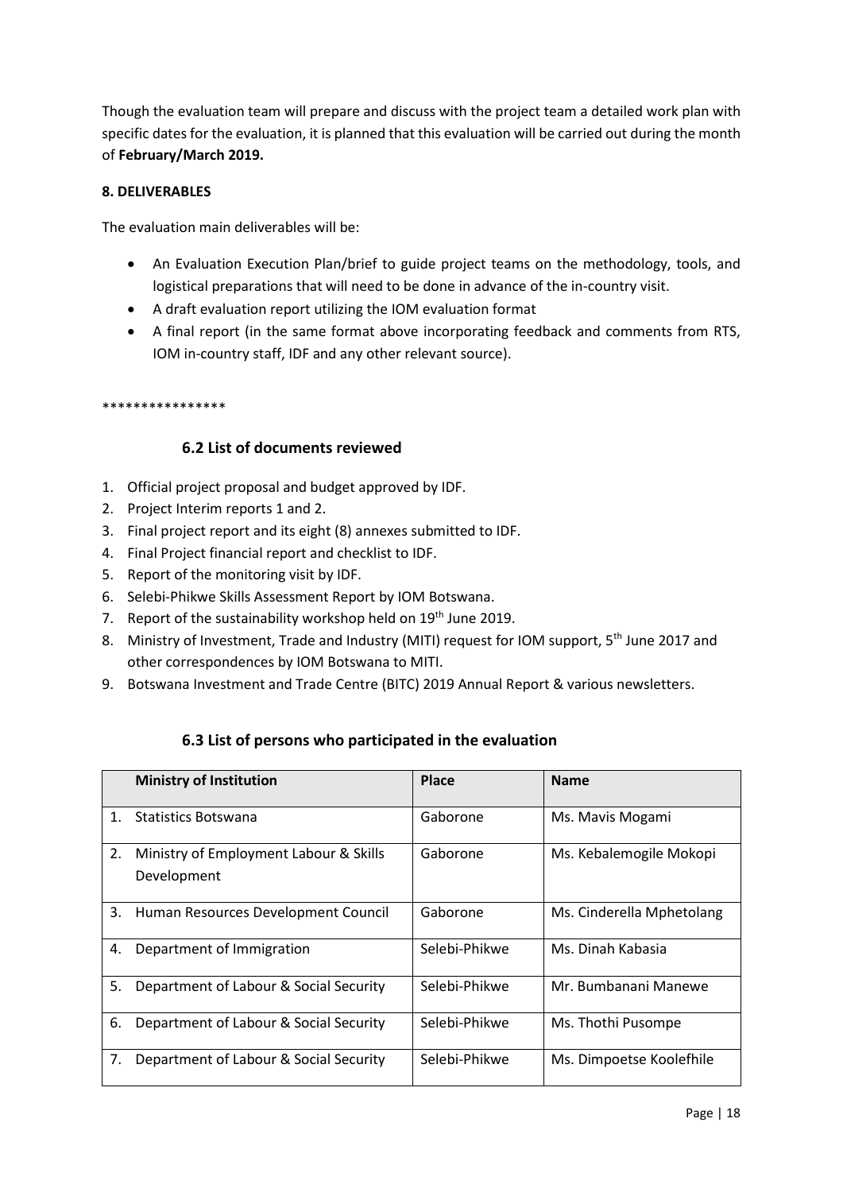Though the evaluation team will prepare and discuss with the project team a detailed work plan with specific dates for the evaluation, it is planned that this evaluation will be carried out during the month of **February/March 2019.**

**8. DELIVERABLES**

The evaluation main deliverables will be:

- An Evaluation Execution Plan/brief to guide project teams on the methodology, tools, and logistical preparations that will need to be done in advance of the in-country visit.
- A draft evaluation report utilizing the IOM evaluation format
- A final report (in the same format above incorporating feedback and comments from RTS, IOM in-country staff, IDF and any other relevant source).

****************

### 6.2 List of documents reviewed

1. Official project proposal and budget approved by IDF.
2. Project Interim reports 1 and 2.
3. Final project report and its eight (8) annexes submitted to IDF.
4. Final Project financial report and checklist to IDF.
5. Report of the monitoring visit by IDF.
6. Selebi-Phikwe Skills Assessment Report by IOM Botswana.
7. Report of the sustainability workshop held on 19th June 2019.
8. Ministry of Investment, Trade and Industry (MITI) request for IOM support, 5th June 2017 and other correspondences by IOM Botswana to MITI.
9. Botswana Investment and Trade Centre (BITC) 2019 Annual Report & various newsletters.

### 6.3 List of persons who participated in the evaluation

| | Ministry of Institution | Place | Name |
|---|---|---|---|
| 1. | Statistics Botswana | Gaborone | Ms. Mavis Mogami |
| 2. | Ministry of Employment Labour & Skills Development | Gaborone | Ms. Kebalemogile Mokopi |
| 3. | Human Resources Development Council | Gaborone | Ms. Cinderella Mphetolang |
| 4. | Department of Immigration | Selebi-Phikwe | Ms. Dinah Kabasia |
| 5. | Department of Labour & Social Security | Selebi-Phikwe | Mr. Bumbanani Manewe |
| 6. | Department of Labour & Social Security | Selebi-Phikwe | Ms. Thothi Pusompe |
| 7. | Department of Labour & Social Security | Selebi-Phikwe | Ms. Dimpoetse Koolefhile |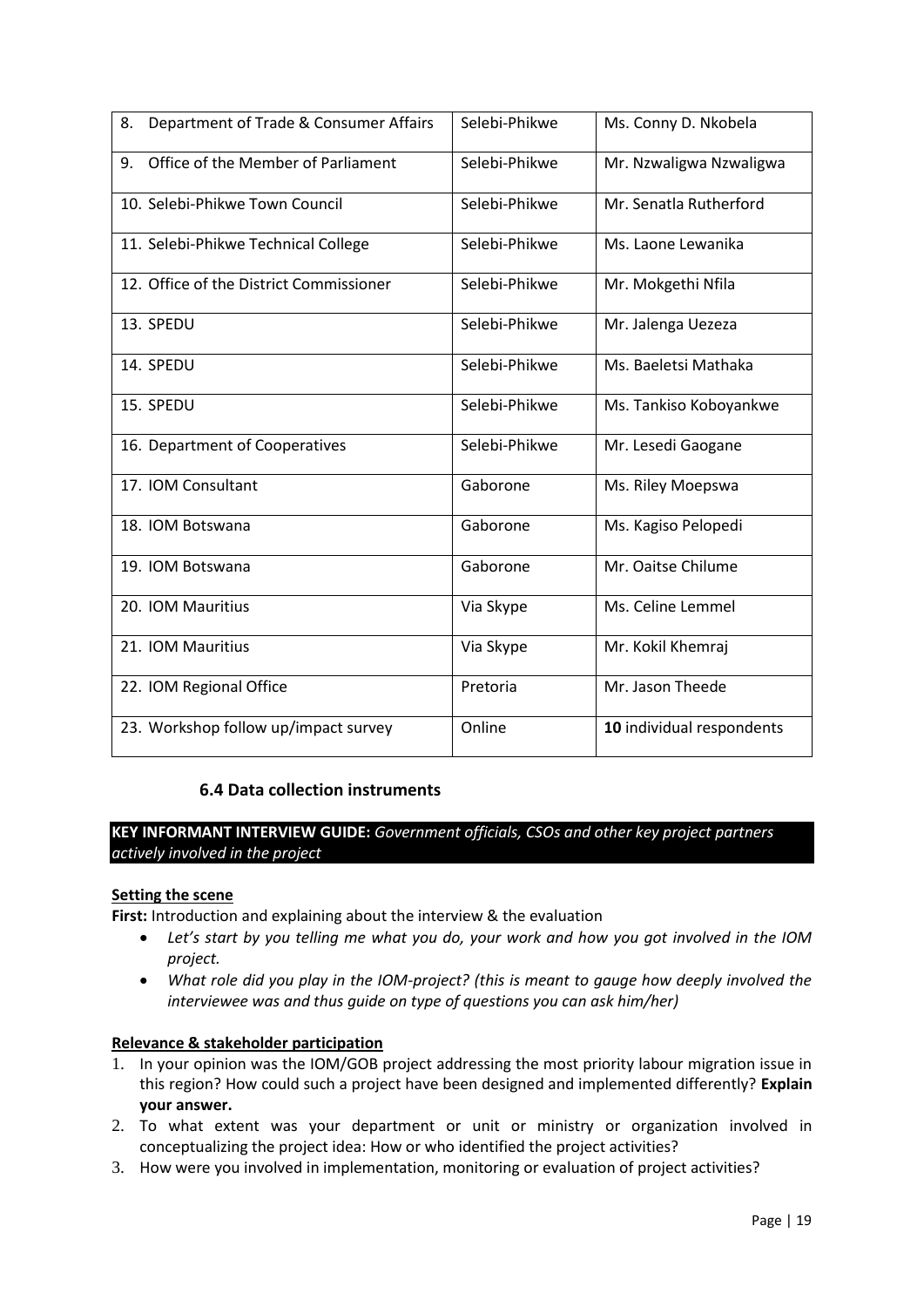| | | |
|---|---|---|
| 8. Department of Trade & Consumer Affairs | Selebi-Phikwe | Ms. Conny D. Nkobela |
| 9. Office of the Member of Parliament | Selebi-Phikwe | Mr. Nzwaligwa Nzwaligwa |
| 10. Selebi-Phikwe Town Council | Selebi-Phikwe | Mr. Senatla Rutherford |
| 11. Selebi-Phikwe Technical College | Selebi-Phikwe | Ms. Laone Lewanika |
| 12. Office of the District Commissioner | Selebi-Phikwe | Mr. Mokgethi Nfila |
| 13. SPEDU | Selebi-Phikwe | Mr. Jalenga Uezeza |
| 14. SPEDU | Selebi-Phikwe | Ms. Baeletsi Mathaka |
| 15. SPEDU | Selebi-Phikwe | Ms. Tankiso Koboyankwe |
| 16. Department of Cooperatives | Selebi-Phikwe | Mr. Lesedi Gaogane |
| 17. IOM Consultant | Gaborone | Ms. Riley Moepswa |
| 18. IOM Botswana | Gaborone | Ms. Kagiso Pelopedi |
| 19. IOM Botswana | Gaborone | Mr. Oaitse Chilume |
| 20. IOM Mauritius | Via Skype | Ms. Celine Lemmel |
| 21. IOM Mauritius | Via Skype | Mr. Kokil Khemraj |
| 22. IOM Regional Office | Pretoria | Mr. Jason Theede |
| 23. Workshop follow up/impact survey | Online | **10** individual respondents |

### 6.4 Data collection instruments

**KEY INFORMANT INTERVIEW GUIDE:** *Government officials, CSOs and other key project partners actively involved in the project*

**Setting the scene**

**First:** Introduction and explaining about the interview & the evaluation

- *Let's start by you telling me what you do, your work and how you got involved in the IOM project.*
- *What role did you play in the IOM-project? (this is meant to gauge how deeply involved the interviewee was and thus guide on type of questions you can ask him/her)*

**Relevance & stakeholder participation**

1. In your opinion was the IOM/GOB project addressing the most priority labour migration issue in this region? How could such a project have been designed and implemented differently? **Explain your answer.**
2. To what extent was your department or unit or ministry or organization involved in conceptualizing the project idea: How or who identified the project activities?
3. How were you involved in implementation, monitoring or evaluation of project activities?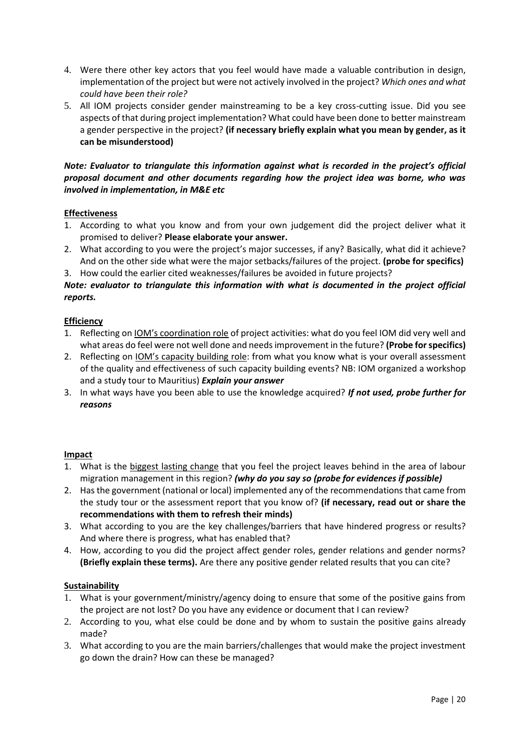4. Were there other key actors that you feel would have made a valuable contribution in design, implementation of the project but were not actively involved in the project? *Which ones and what could have been their role?*
5. All IOM projects consider gender mainstreaming to be a key cross-cutting issue. Did you see aspects of that during project implementation? What could have been done to better mainstream a gender perspective in the project? **(if necessary briefly explain what you mean by gender, as it can be misunderstood)**

***Note: Evaluator to triangulate this information against what is recorded in the project's official proposal document and other documents regarding how the project idea was borne, who was involved in implementation, in M&E etc***

**Effectiveness**

1. According to what you know and from your own judgement did the project deliver what it promised to deliver? **Please elaborate your answer.**
2. What according to you were the project's major successes, if any? Basically, what did it achieve? And on the other side what were the major setbacks/failures of the project. **(probe for specifics)**
3. How could the earlier cited weaknesses/failures be avoided in future projects?

***Note: evaluator to triangulate this information with what is documented in the project official reports.***

**Efficiency**

1. Reflecting on IOM's coordination role of project activities: what do you feel IOM did very well and what areas do feel were not well done and needs improvement in the future? **(Probe for specifics)**
2. Reflecting on IOM's capacity building role: from what you know what is your overall assessment of the quality and effectiveness of such capacity building events? NB: IOM organized a workshop and a study tour to Mauritius) ***Explain your answer***
3. In what ways have you been able to use the knowledge acquired? ***If not used, probe further for reasons***

**Impact**

1. What is the biggest lasting change that you feel the project leaves behind in the area of labour migration management in this region? ***(why do you say so (probe for evidences if possible)***
2. Has the government (national or local) implemented any of the recommendations that came from the study tour or the assessment report that you know of? **(if necessary, read out or share the recommendations with them to refresh their minds)**
3. What according to you are the key challenges/barriers that have hindered progress or results? And where there is progress, what has enabled that?
4. How, according to you did the project affect gender roles, gender relations and gender norms? **(Briefly explain these terms).** Are there any positive gender related results that you can cite?

**Sustainability**

1. What is your government/ministry/agency doing to ensure that some of the positive gains from the project are not lost? Do you have any evidence or document that I can review?
2. According to you, what else could be done and by whom to sustain the positive gains already made?
3. What according to you are the main barriers/challenges that would make the project investment go down the drain? How can these be managed?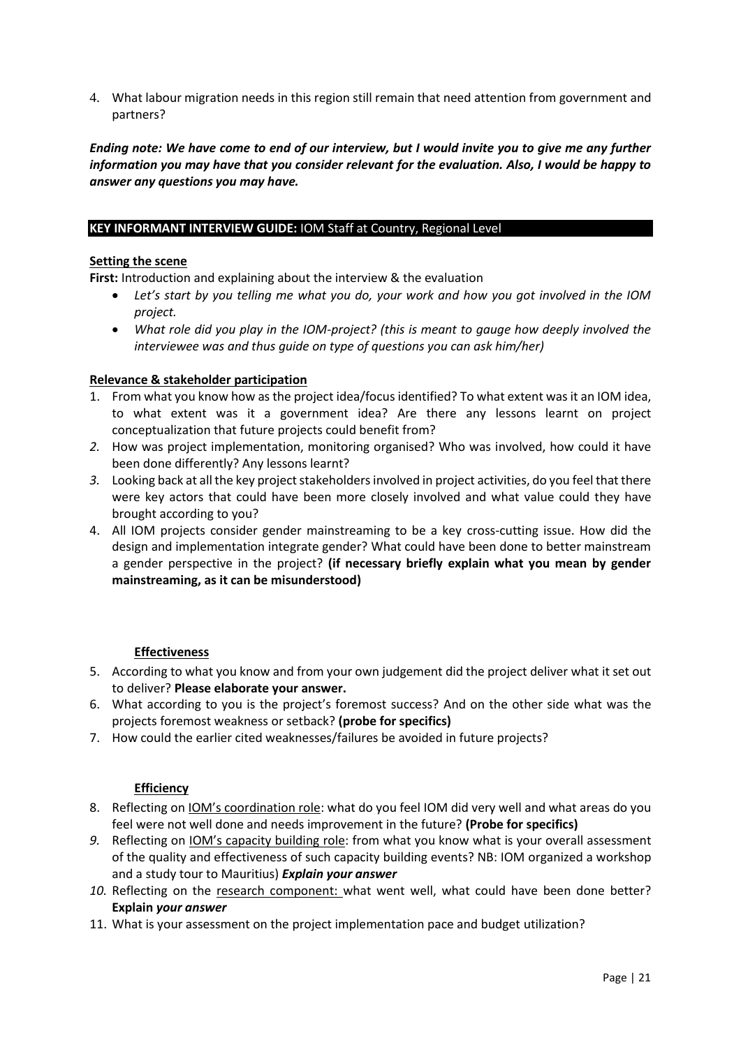4. What labour migration needs in this region still remain that need attention from government and partners?

***Ending note: We have come to end of our interview, but I would invite you to give me any further information you may have that you consider relevant for the evaluation. Also, I would be happy to answer any questions you may have.***

### **KEY INFORMANT INTERVIEW GUIDE:** IOM Staff at Country, Regional Level

**Setting the scene**

**First:** Introduction and explaining about the interview & the evaluation

- *Let's start by you telling me what you do, your work and how you got involved in the IOM project.*
- *What role did you play in the IOM-project? (this is meant to gauge how deeply involved the interviewee was and thus guide on type of questions you can ask him/her)*

**Relevance & stakeholder participation**

1. From what you know how as the project idea/focus identified? To what extent was it an IOM idea, to what extent was it a government idea? Are there any lessons learnt on project conceptualization that future projects could benefit from?
2. How was project implementation, monitoring organised? Who was involved, how could it have been done differently? Any lessons learnt?
3. Looking back at all the key project stakeholders involved in project activities, do you feel that there were key actors that could have been more closely involved and what value could they have brought according to you?
4. All IOM projects consider gender mainstreaming to be a key cross-cutting issue. How did the design and implementation integrate gender? What could have been done to better mainstream a gender perspective in the project? **(if necessary briefly explain what you mean by gender mainstreaming, as it can be misunderstood)**

**Effectiveness**

5. According to what you know and from your own judgement did the project deliver what it set out to deliver? **Please elaborate your answer.**
6. What according to you is the project's foremost success? And on the other side what was the projects foremost weakness or setback? **(probe for specifics)**
7. How could the earlier cited weaknesses/failures be avoided in future projects?

**Efficiency**

8. Reflecting on IOM's coordination role: what do you feel IOM did very well and what areas do you feel were not well done and needs improvement in the future? **(Probe for specifics)**
9. Reflecting on IOM's capacity building role: from what you know what is your overall assessment of the quality and effectiveness of such capacity building events? NB: IOM organized a workshop and a study tour to Mauritius) ***Explain your answer***
10. Reflecting on the research component: what went well, what could have been done better? **Explain *your answer***
11. What is your assessment on the project implementation pace and budget utilization?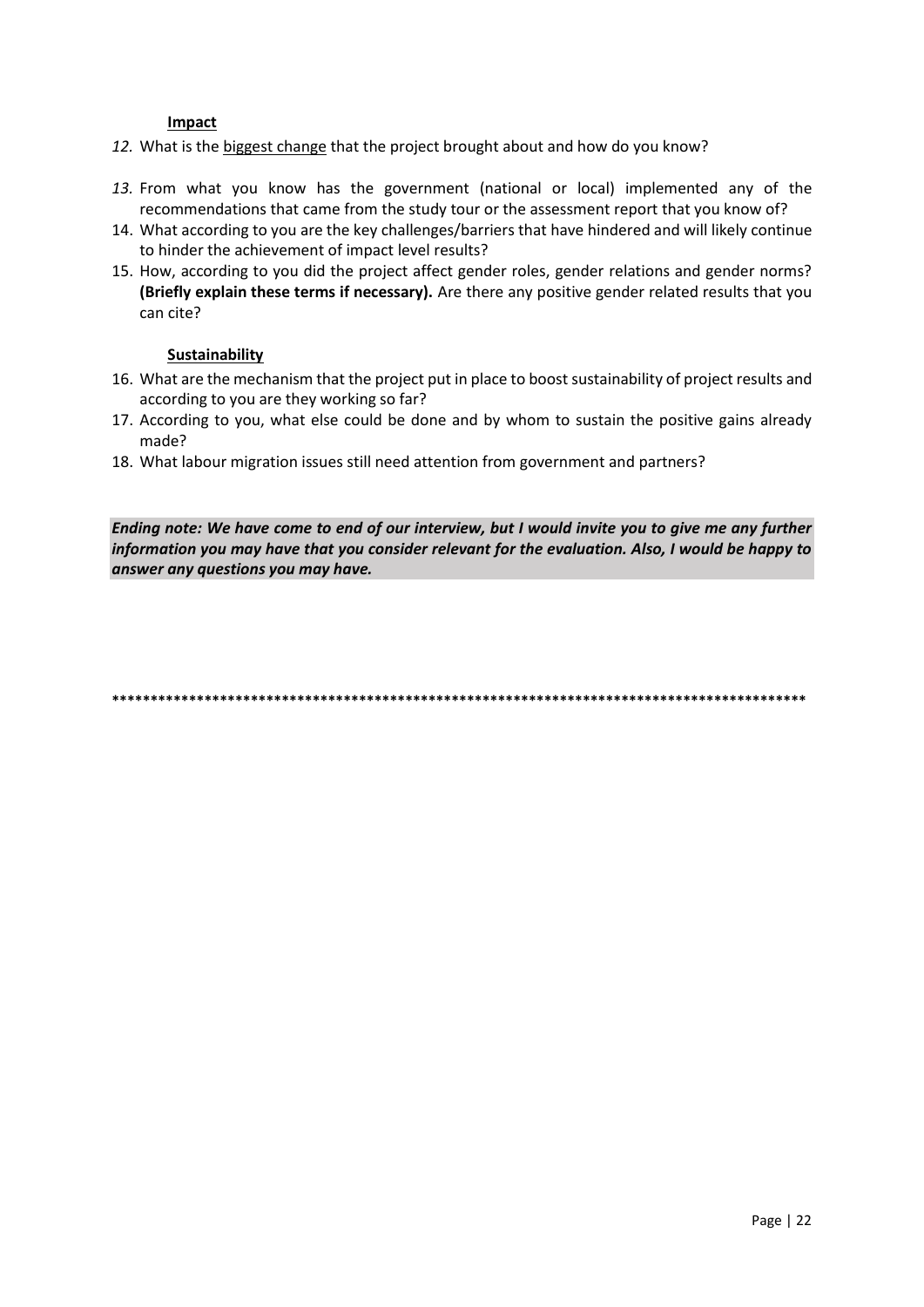**Impact**

*12.* What is the biggest change that the project brought about and how do you know?

*13.* From what you know has the government (national or local) implemented any of the recommendations that came from the study tour or the assessment report that you know of?

14. What according to you are the key challenges/barriers that have hindered and will likely continue to hinder the achievement of impact level results?
15. How, according to you did the project affect gender roles, gender relations and gender norms? **(Briefly explain these terms if necessary).** Are there any positive gender related results that you can cite?

**Sustainability**

16. What are the mechanism that the project put in place to boost sustainability of project results and according to you are they working so far?
17. According to you, what else could be done and by whom to sustain the positive gains already made?
18. What labour migration issues still need attention from government and partners?

***Ending note: We have come to end of our interview, but I would invite you to give me any further information you may have that you consider relevant for the evaluation. Also, I would be happy to answer any questions you may have.***

*********************************************************************************************